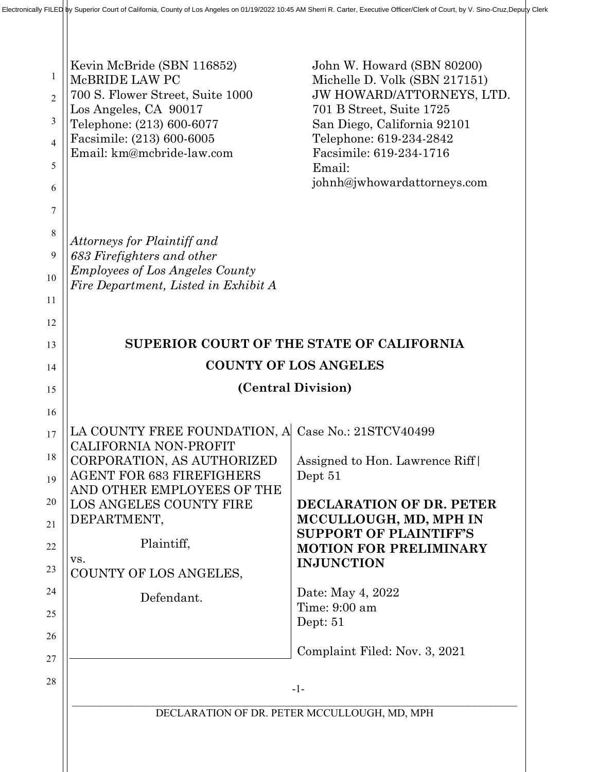Electronically FILED by Superior Court of California, County of Los Angeles on 01/19/2022 10:45 AM Sherri R. Carter, Executive Officer/Clerk of Court, by V. Sino-Cruz,Deputy Clerk

Kevin McBride (SBN 116852)
McBRIDE LAW PC
700 S. Flower Street, Suite 1000
Los Angeles, CA 90017
Telephone: (213) 600-6077
Facsimile: (213) 600-6005
Email: km@mcbride-law.com

John W. Howard (SBN 80200)
Michelle D. Volk (SBN 217151)
JW HOWARD/ATTORNEYS, LTD.
701 B Street, Suite 1725
San Diego, California 92101
Telephone: 619-234-2842
Facsimile: 619-234-1716
Email:
johnh@jwhowardattorneys.com

*Attorneys for Plaintiff and 683 Firefighters and other Employees of Los Angeles County Fire Department, Listed in Exhibit A*

**SUPERIOR COURT OF THE STATE OF CALIFORNIA**

**COUNTY OF LOS ANGELES**

**(Central Division)**

LA COUNTY FREE FOUNDATION, A CALIFORNIA NON-PROFIT CORPORATION, AS AUTHORIZED AGENT FOR 683 FIREFIGHERS AND OTHER EMPLOYEES OF THE LOS ANGELES COUNTY FIRE DEPARTMENT,

Plaintiff,

vs.

COUNTY OF LOS ANGELES,

Defendant.

Case No.: 21STCV40499

Assigned to Hon. Lawrence Riff| Dept 51

**DECLARATION OF DR. PETER MCCULLOUGH, MD, MPH IN SUPPORT OF PLAINTIFF'S MOTION FOR PRELIMINARY INJUNCTION**

Date: May 4, 2022
Time: 9:00 am
Dept: 51

Complaint Filed: Nov. 3, 2021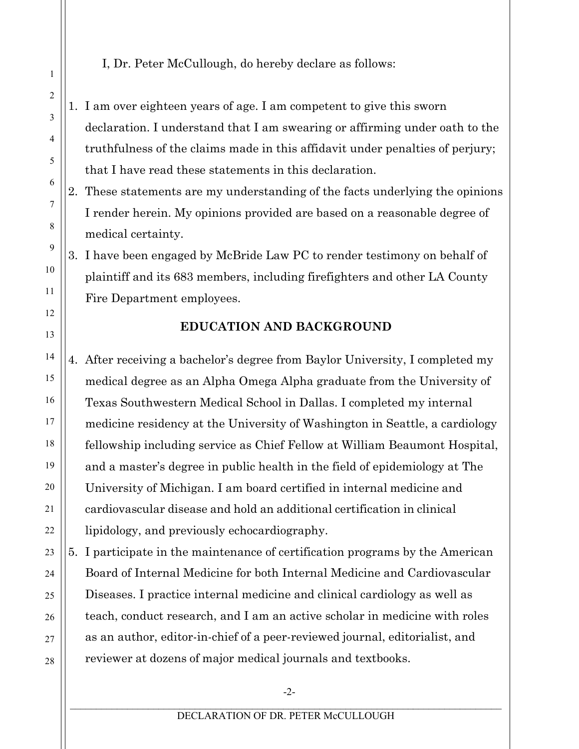I, Dr. Peter McCullough, do hereby declare as follows:

1. I am over eighteen years of age. I am competent to give this sworn declaration. I understand that I am swearing or affirming under oath to the truthfulness of the claims made in this affidavit under penalties of perjury; that I have read these statements in this declaration.
2. These statements are my understanding of the facts underlying the opinions I render herein. My opinions provided are based on a reasonable degree of medical certainty.
3. I have been engaged by McBride Law PC to render testimony on behalf of plaintiff and its 683 members, including firefighters and other LA County Fire Department employees.

## EDUCATION AND BACKGROUND

4. After receiving a bachelor's degree from Baylor University, I completed my medical degree as an Alpha Omega Alpha graduate from the University of Texas Southwestern Medical School in Dallas. I completed my internal medicine residency at the University of Washington in Seattle, a cardiology fellowship including service as Chief Fellow at William Beaumont Hospital, and a master's degree in public health in the field of epidemiology at The University of Michigan. I am board certified in internal medicine and cardiovascular disease and hold an additional certification in clinical lipidology, and previously echocardiography.
5. I participate in the maintenance of certification programs by the American Board of Internal Medicine for both Internal Medicine and Cardiovascular Diseases. I practice internal medicine and clinical cardiology as well as teach, conduct research, and I am an active scholar in medicine with roles as an author, editor-in-chief of a peer-reviewed journal, editorialist, and reviewer at dozens of major medical journals and textbooks.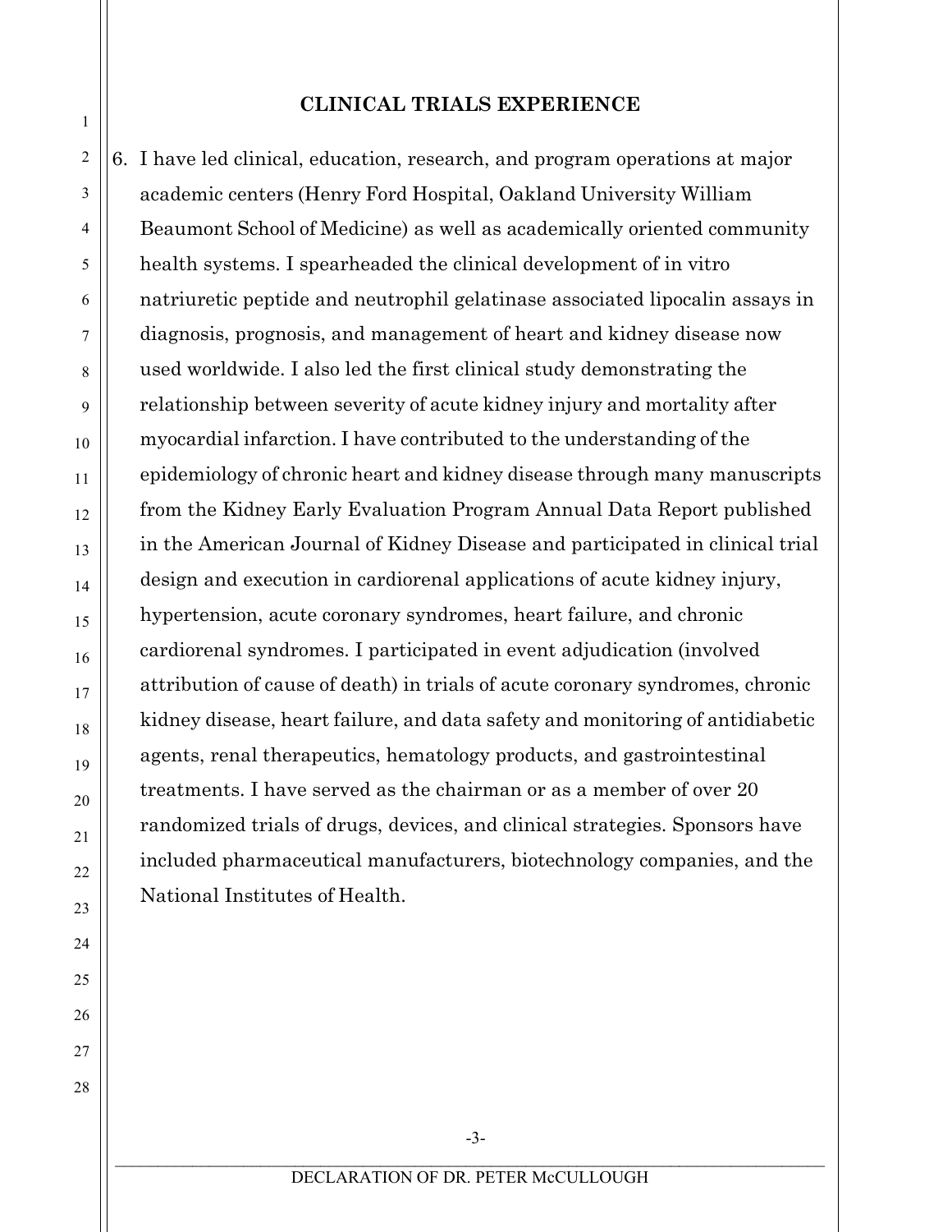## CLINICAL TRIALS EXPERIENCE

6. I have led clinical, education, research, and program operations at major academic centers (Henry Ford Hospital, Oakland University William Beaumont School of Medicine) as well as academically oriented community health systems. I spearheaded the clinical development of in vitro natriuretic peptide and neutrophil gelatinase associated lipocalin assays in diagnosis, prognosis, and management of heart and kidney disease now used worldwide. I also led the first clinical study demonstrating the relationship between severity of acute kidney injury and mortality after myocardial infarction. I have contributed to the understanding of the epidemiology of chronic heart and kidney disease through many manuscripts from the Kidney Early Evaluation Program Annual Data Report published in the American Journal of Kidney Disease and participated in clinical trial design and execution in cardiorenal applications of acute kidney injury, hypertension, acute coronary syndromes, heart failure, and chronic cardiorenal syndromes. I participated in event adjudication (involved attribution of cause of death) in trials of acute coronary syndromes, chronic kidney disease, heart failure, and data safety and monitoring of antidiabetic agents, renal therapeutics, hematology products, and gastrointestinal treatments. I have served as the chairman or as a member of over 20 randomized trials of drugs, devices, and clinical strategies. Sponsors have included pharmaceutical manufacturers, biotechnology companies, and the National Institutes of Health.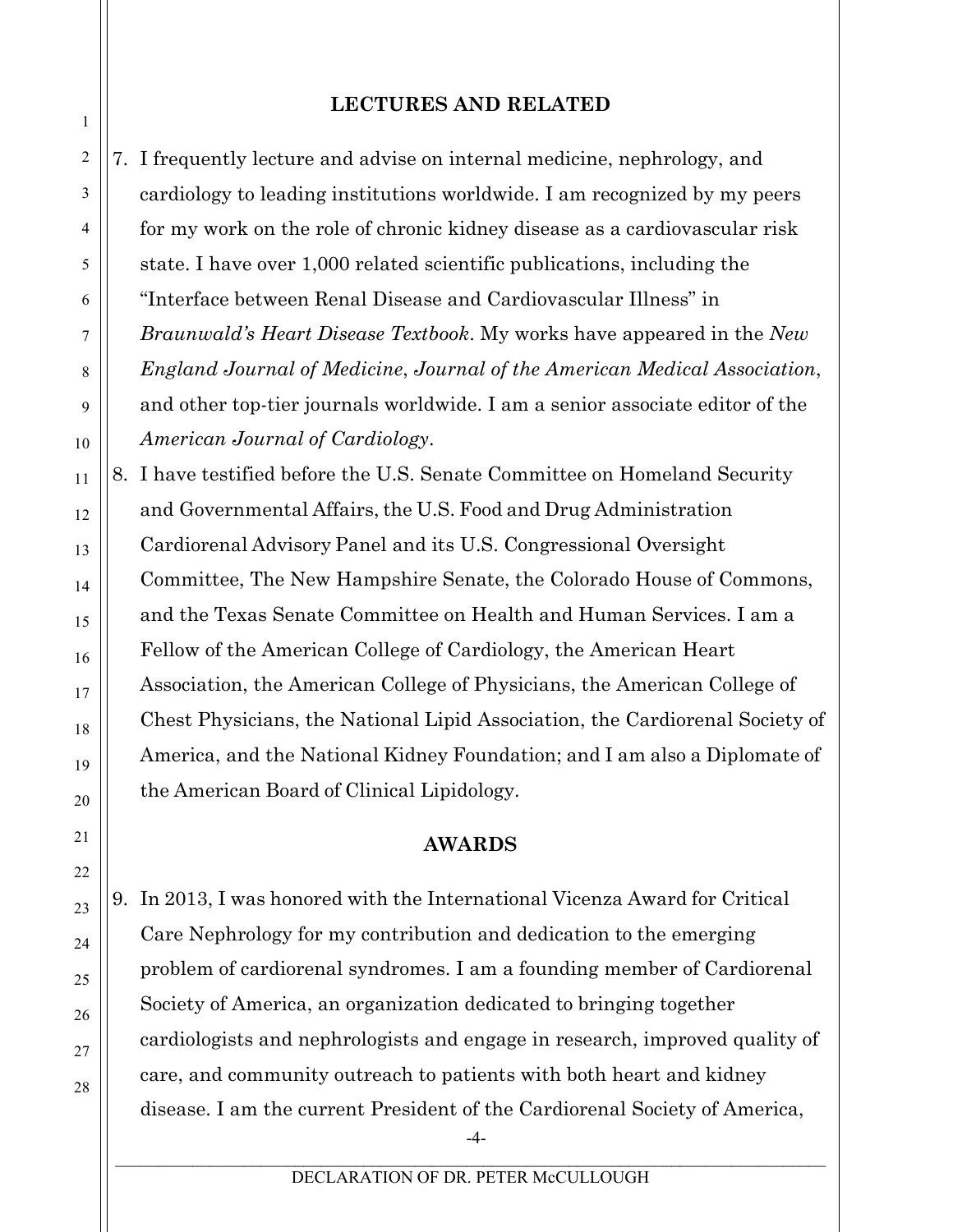## LECTURES AND RELATED

7. I frequently lecture and advise on internal medicine, nephrology, and cardiology to leading institutions worldwide. I am recognized by my peers for my work on the role of chronic kidney disease as a cardiovascular risk state. I have over 1,000 related scientific publications, including the "Interface between Renal Disease and Cardiovascular Illness" in *Braunwald's Heart Disease Textbook*. My works have appeared in the *New England Journal of Medicine*, *Journal of the American Medical Association*, and other top-tier journals worldwide. I am a senior associate editor of the *American Journal of Cardiology*.
8. I have testified before the U.S. Senate Committee on Homeland Security and Governmental Affairs, the U.S. Food and Drug Administration Cardiorenal Advisory Panel and its U.S. Congressional Oversight Committee, The New Hampshire Senate, the Colorado House of Commons, and the Texas Senate Committee on Health and Human Services. I am a Fellow of the American College of Cardiology, the American Heart Association, the American College of Physicians, the American College of Chest Physicians, the National Lipid Association, the Cardiorenal Society of America, and the National Kidney Foundation; and I am also a Diplomate of the American Board of Clinical Lipidology.

## AWARDS

9. In 2013, I was honored with the International Vicenza Award for Critical Care Nephrology for my contribution and dedication to the emerging problem of cardiorenal syndromes. I am a founding member of Cardiorenal Society of America, an organization dedicated to bringing together cardiologists and nephrologists and engage in research, improved quality of care, and community outreach to patients with both heart and kidney disease. I am the current President of the Cardiorenal Society of America,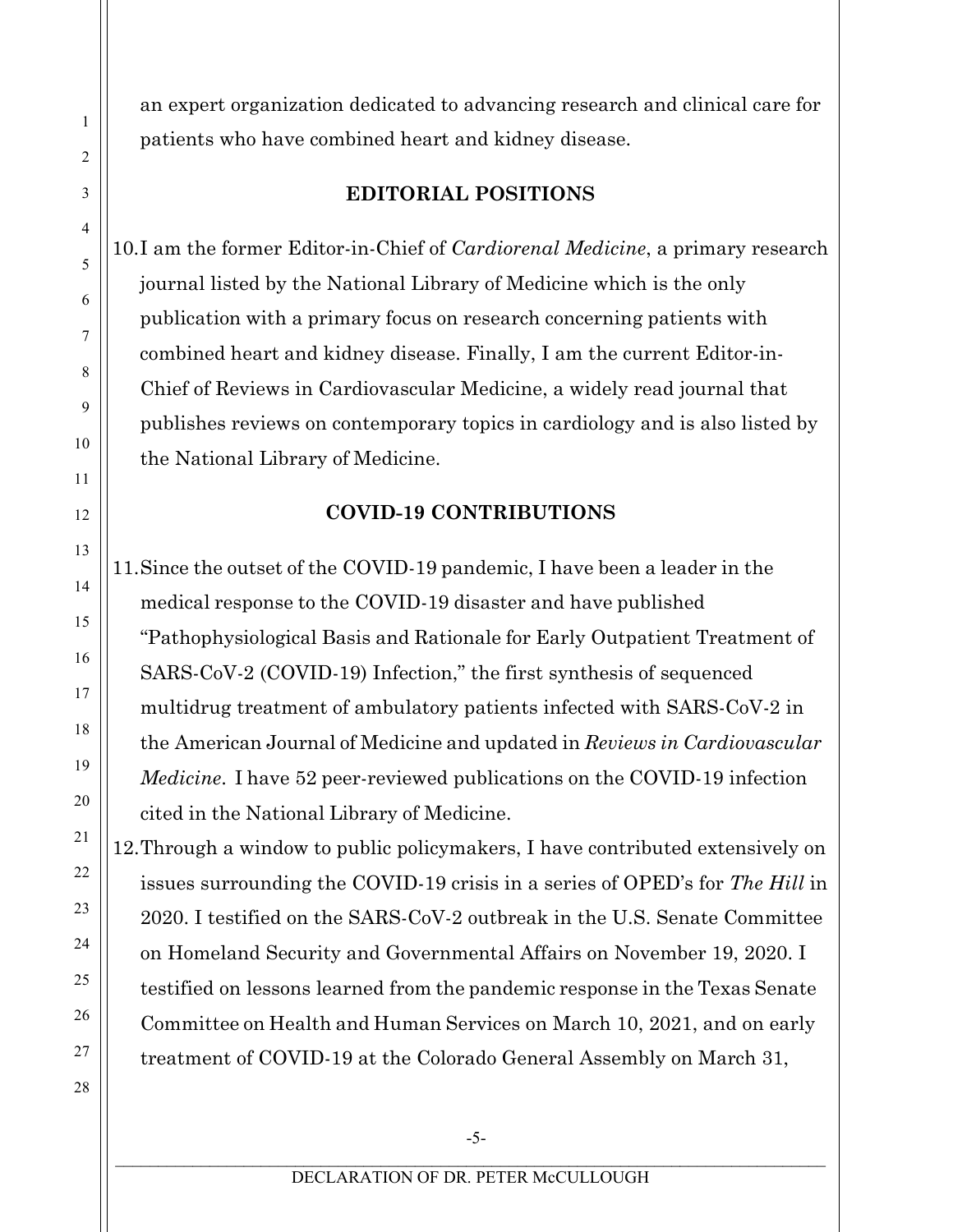an expert organization dedicated to advancing research and clinical care for patients who have combined heart and kidney disease.

## EDITORIAL POSITIONS

10. I am the former Editor-in-Chief of *Cardiorenal Medicine*, a primary research journal listed by the National Library of Medicine which is the only publication with a primary focus on research concerning patients with combined heart and kidney disease. Finally, I am the current Editor-in-Chief of Reviews in Cardiovascular Medicine, a widely read journal that publishes reviews on contemporary topics in cardiology and is also listed by the National Library of Medicine.

## COVID-19 CONTRIBUTIONS

11. Since the outset of the COVID-19 pandemic, I have been a leader in the medical response to the COVID-19 disaster and have published "Pathophysiological Basis and Rationale for Early Outpatient Treatment of SARS-CoV-2 (COVID-19) Infection," the first synthesis of sequenced multidrug treatment of ambulatory patients infected with SARS-CoV-2 in the American Journal of Medicine and updated in *Reviews in Cardiovascular Medicine*. I have 52 peer-reviewed publications on the COVID-19 infection cited in the National Library of Medicine.
12. Through a window to public policymakers, I have contributed extensively on issues surrounding the COVID-19 crisis in a series of OPED's for *The Hill* in 2020. I testified on the SARS-CoV-2 outbreak in the U.S. Senate Committee on Homeland Security and Governmental Affairs on November 19, 2020. I testified on lessons learned from the pandemic response in the Texas Senate Committee on Health and Human Services on March 10, 2021, and on early treatment of COVID-19 at the Colorado General Assembly on March 31,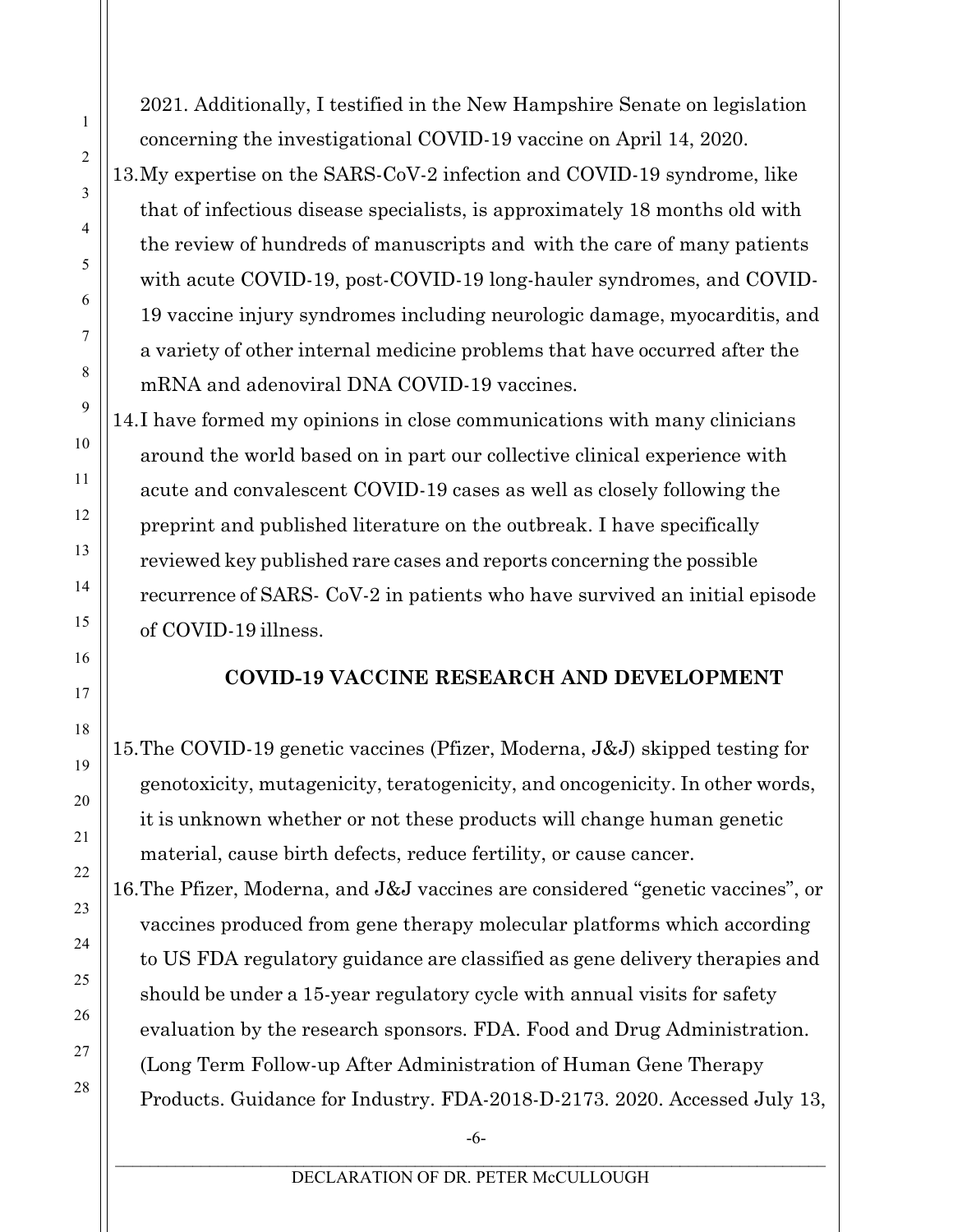2021. Additionally, I testified in the New Hampshire Senate on legislation concerning the investigational COVID-19 vaccine on April 14, 2020.

13. My expertise on the SARS-CoV-2 infection and COVID-19 syndrome, like that of infectious disease specialists, is approximately 18 months old with the review of hundreds of manuscripts and with the care of many patients with acute COVID-19, post-COVID-19 long-hauler syndromes, and COVID-19 vaccine injury syndromes including neurologic damage, myocarditis, and a variety of other internal medicine problems that have occurred after the mRNA and adenoviral DNA COVID-19 vaccines.

14. I have formed my opinions in close communications with many clinicians around the world based on in part our collective clinical experience with acute and convalescent COVID-19 cases as well as closely following the preprint and published literature on the outbreak. I have specifically reviewed key published rare cases and reports concerning the possible recurrence of SARS- CoV-2 in patients who have survived an initial episode of COVID-19 illness.

## COVID-19 VACCINE RESEARCH AND DEVELOPMENT

15. The COVID-19 genetic vaccines (Pfizer, Moderna, J&J) skipped testing for genotoxicity, mutagenicity, teratogenicity, and oncogenicity. In other words, it is unknown whether or not these products will change human genetic material, cause birth defects, reduce fertility, or cause cancer.

16. The Pfizer, Moderna, and J&J vaccines are considered "genetic vaccines", or vaccines produced from gene therapy molecular platforms which according to US FDA regulatory guidance are classified as gene delivery therapies and should be under a 15-year regulatory cycle with annual visits for safety evaluation by the research sponsors. FDA. Food and Drug Administration. (Long Term Follow-up After Administration of Human Gene Therapy Products. Guidance for Industry. FDA-2018-D-2173. 2020. Accessed July 13,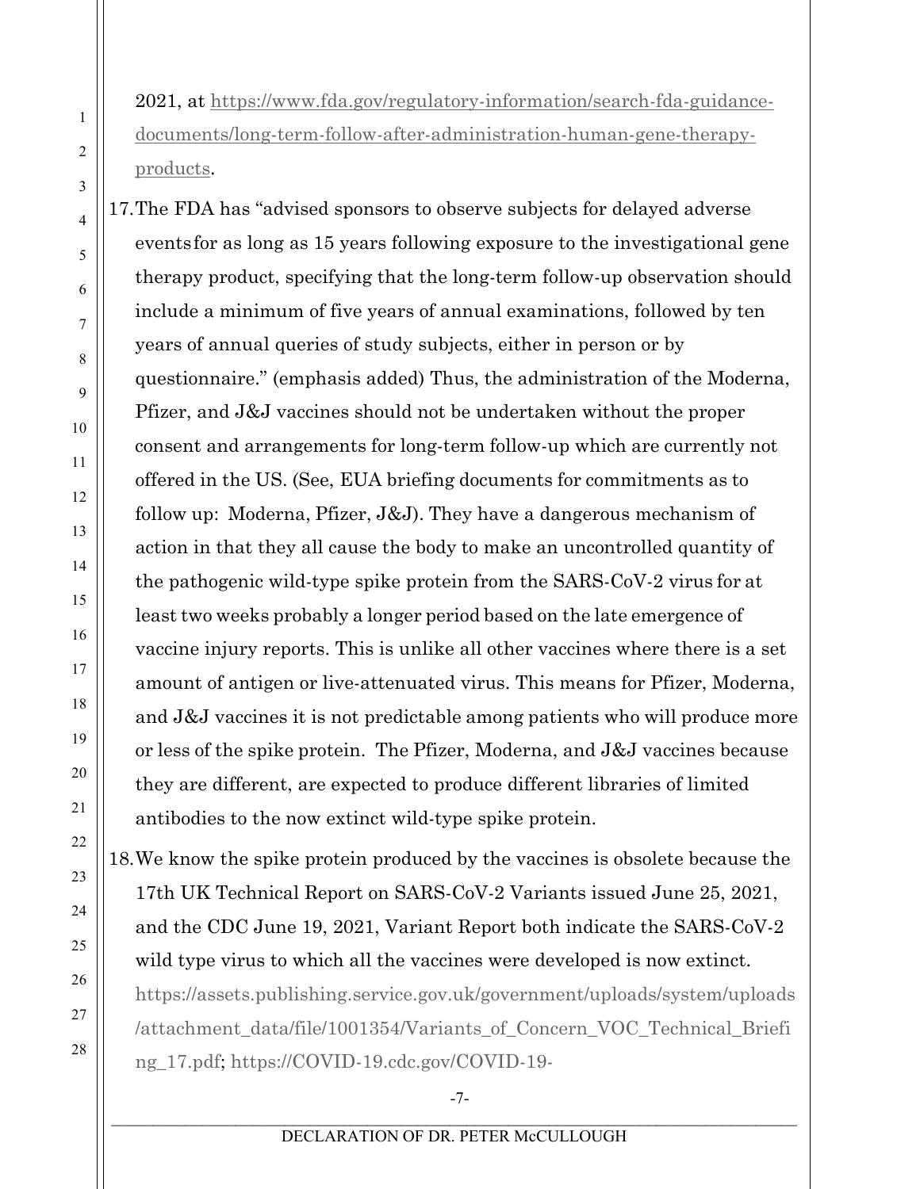2021, at https://www.fda.gov/regulatory-information/search-fda-guidance-documents/long-term-follow-after-administration-human-gene-therapy-products.

17. The FDA has "advised sponsors to observe subjects for delayed adverse events for as long as 15 years following exposure to the investigational gene therapy product, specifying that the long-term follow-up observation should include a minimum of five years of annual examinations, followed by ten years of annual queries of study subjects, either in person or by questionnaire." (emphasis added) Thus, the administration of the Moderna, Pfizer, and J&J vaccines should not be undertaken without the proper consent and arrangements for long-term follow-up which are currently not offered in the US. (See, EUA briefing documents for commitments as to follow up: Moderna, Pfizer, J&J). They have a dangerous mechanism of action in that they all cause the body to make an uncontrolled quantity of the pathogenic wild-type spike protein from the SARS-CoV-2 virus for at least two weeks probably a longer period based on the late emergence of vaccine injury reports. This is unlike all other vaccines where there is a set amount of antigen or live-attenuated virus. This means for Pfizer, Moderna, and J&J vaccines it is not predictable among patients who will produce more or less of the spike protein. The Pfizer, Moderna, and J&J vaccines because they are different, are expected to produce different libraries of limited antibodies to the now extinct wild-type spike protein.

18. We know the spike protein produced by the vaccines is obsolete because the 17th UK Technical Report on SARS-CoV-2 Variants issued June 25, 2021, and the CDC June 19, 2021, Variant Report both indicate the SARS-CoV-2 wild type virus to which all the vaccines were developed is now extinct. https://assets.publishing.service.gov.uk/government/uploads/system/uploads/attachment_data/file/1001354/Variants_of_Concern_VOC_Technical_Briefing_17.pdf; https://COVID-19.cdc.gov/COVID-19-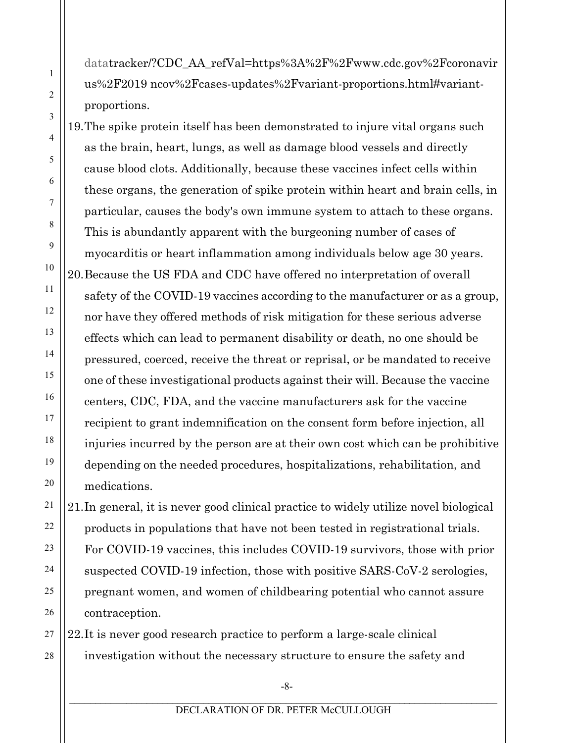datatracker/?CDC_AA_refVal=https%3A%2F%2Fwww.cdc.gov%2Fcoronavirus%2F2019 ncov%2Fcases-updates%2Fvariant-proportions.html#variant-proportions.

19. The spike protein itself has been demonstrated to injure vital organs such as the brain, heart, lungs, as well as damage blood vessels and directly cause blood clots. Additionally, because these vaccines infect cells within these organs, the generation of spike protein within heart and brain cells, in particular, causes the body's own immune system to attach to these organs. This is abundantly apparent with the burgeoning number of cases of myocarditis or heart inflammation among individuals below age 30 years.

20. Because the US FDA and CDC have offered no interpretation of overall safety of the COVID-19 vaccines according to the manufacturer or as a group, nor have they offered methods of risk mitigation for these serious adverse effects which can lead to permanent disability or death, no one should be pressured, coerced, receive the threat or reprisal, or be mandated to receive one of these investigational products against their will. Because the vaccine centers, CDC, FDA, and the vaccine manufacturers ask for the vaccine recipient to grant indemnification on the consent form before injection, all injuries incurred by the person are at their own cost which can be prohibitive depending on the needed procedures, hospitalizations, rehabilitation, and medications.

21. In general, it is never good clinical practice to widely utilize novel biological products in populations that have not been tested in registrational trials. For COVID-19 vaccines, this includes COVID-19 survivors, those with prior suspected COVID-19 infection, those with positive SARS-CoV-2 serologies, pregnant women, and women of childbearing potential who cannot assure contraception.

22. It is never good research practice to perform a large-scale clinical investigation without the necessary structure to ensure the safety and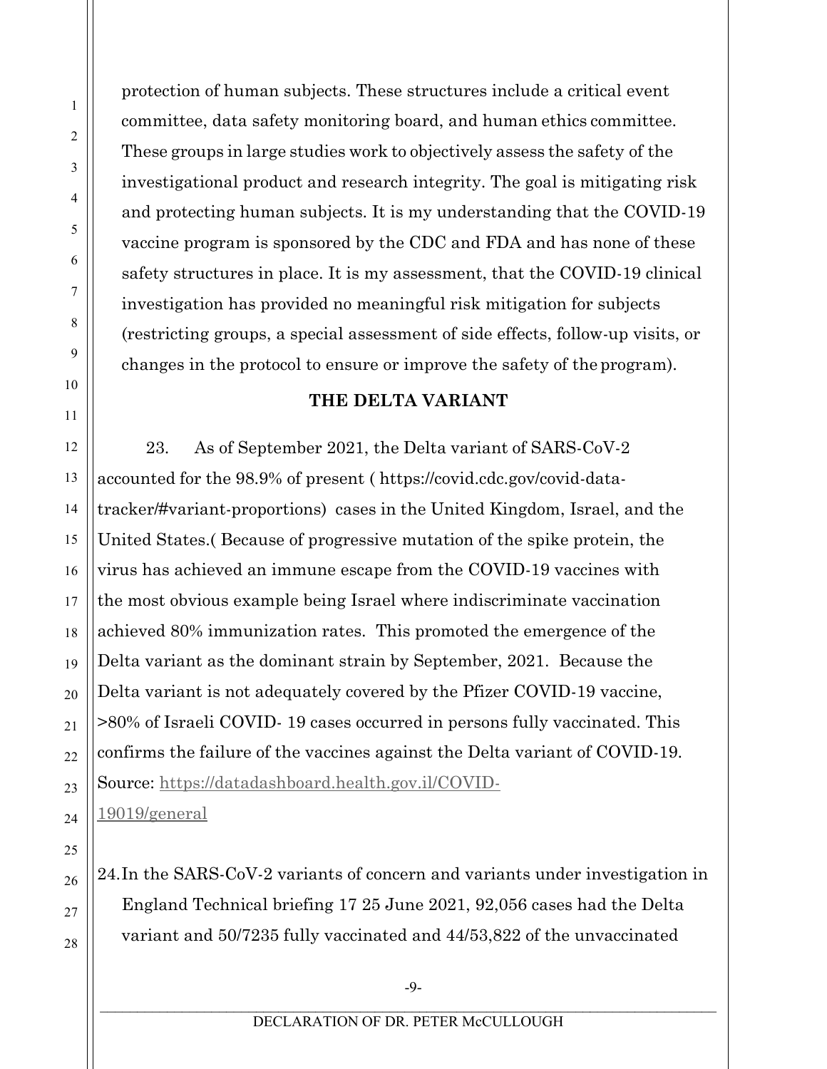protection of human subjects. These structures include a critical event committee, data safety monitoring board, and human ethics committee. These groups in large studies work to objectively assess the safety of the investigational product and research integrity. The goal is mitigating risk and protecting human subjects. It is my understanding that the COVID-19 vaccine program is sponsored by the CDC and FDA and has none of these safety structures in place. It is my assessment, that the COVID-19 clinical investigation has provided no meaningful risk mitigation for subjects (restricting groups, a special assessment of side effects, follow-up visits, or changes in the protocol to ensure or improve the safety of the program).

## THE DELTA VARIANT

23. As of September 2021, the Delta variant of SARS-CoV-2 accounted for the 98.9% of present ( https://covid.cdc.gov/covid-data-tracker/#variant-proportions) cases in the United Kingdom, Israel, and the United States.( Because of progressive mutation of the spike protein, the virus has achieved an immune escape from the COVID-19 vaccines with the most obvious example being Israel where indiscriminate vaccination achieved 80% immunization rates. This promoted the emergence of the Delta variant as the dominant strain by September, 2021. Because the Delta variant is not adequately covered by the Pfizer COVID-19 vaccine, >80% of Israeli COVID- 19 cases occurred in persons fully vaccinated. This confirms the failure of the vaccines against the Delta variant of COVID-19. Source: https://datadashboard.health.gov.il/COVID-19019/general

24. In the SARS-CoV-2 variants of concern and variants under investigation in England Technical briefing 17 25 June 2021, 92,056 cases had the Delta variant and 50/7235 fully vaccinated and 44/53,822 of the unvaccinated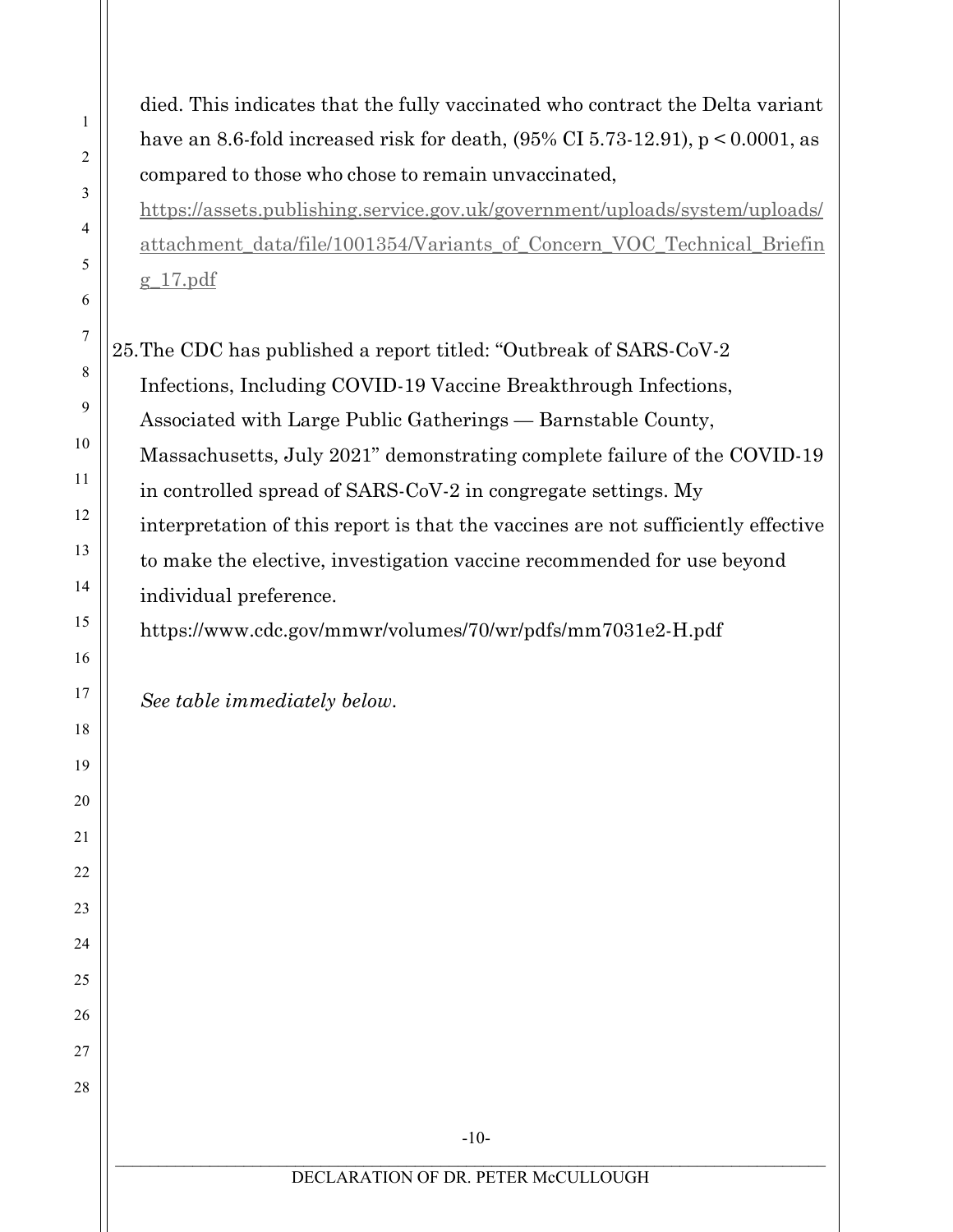died. This indicates that the fully vaccinated who contract the Delta variant have an 8.6-fold increased risk for death, (95% CI 5.73-12.91), $p < 0.0001$, as compared to those who chose to remain unvaccinated, https://assets.publishing.service.gov.uk/government/uploads/system/uploads/attachment_data/file/1001354/Variants_of_Concern_VOC_Technical_Briefing_17.pdf

25. The CDC has published a report titled: "Outbreak of SARS-CoV-2 Infections, Including COVID-19 Vaccine Breakthrough Infections, Associated with Large Public Gatherings — Barnstable County, Massachusetts, July 2021" demonstrating complete failure of the COVID-19 in controlled spread of SARS-CoV-2 in congregate settings. My interpretation of this report is that the vaccines are not sufficiently effective to make the elective, investigation vaccine recommended for use beyond individual preference.
https://www.cdc.gov/mmwr/volumes/70/wr/pdfs/mm7031e2-H.pdf

*See table immediately below.*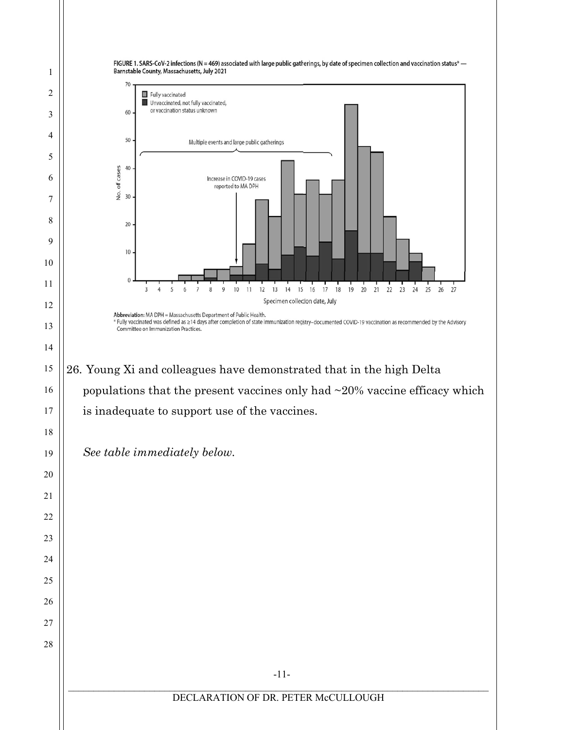FIGURE 1. SARS-CoV-2 infections (N = 469) associated with large public gatherings, by date of specimen collection and vaccination status* — Barnstable County, Massachusetts, July 2021

Abbreviation: MA DPH = Massachusetts Department of Public Health.

* Fully vaccinated was defined as ≥14 days after completion of state immunization registry–documented COVID-19 vaccination as recommended by the Advisory Committee on Immunization Practices.

26. Young Xi and colleagues have demonstrated that in the high Delta populations that the present vaccines only had ~20% vaccine efficacy which is inadequate to support use of the vaccines.

*See table immediately below.*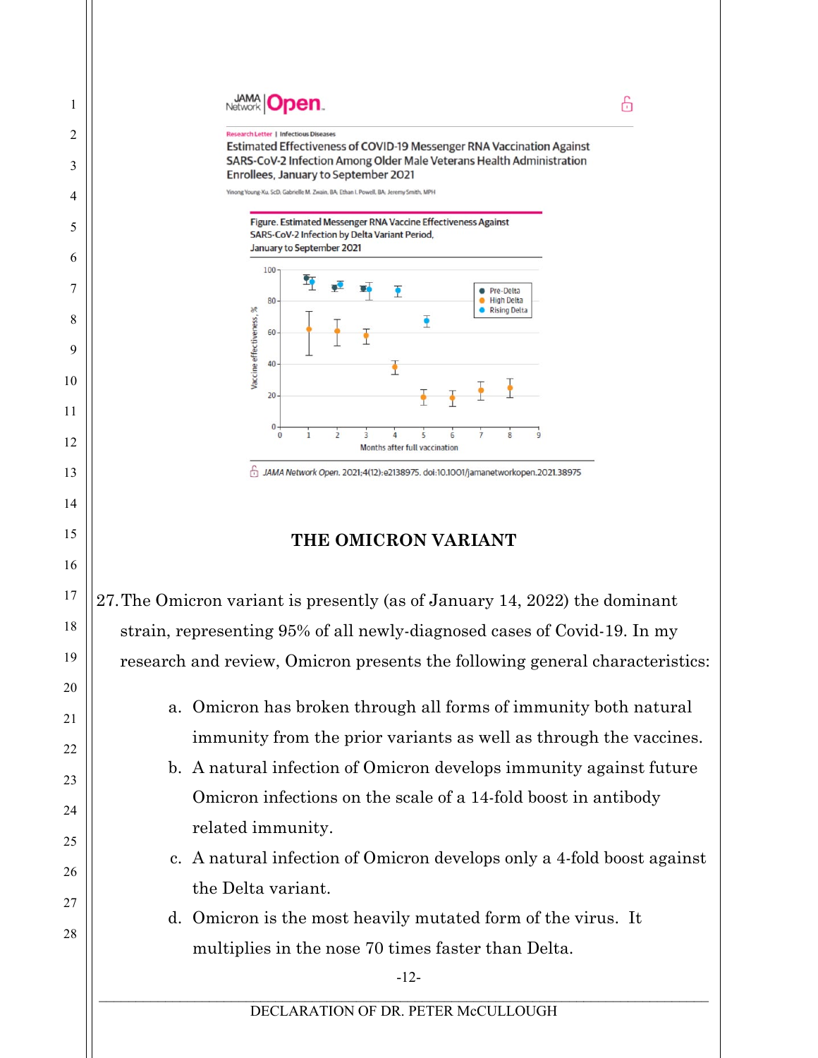JAMA Network | Open.

Research Letter | Infectious Diseases

Estimated Effectiveness of COVID-19 Messenger RNA Vaccination Against SARS-CoV-2 Infection Among Older Male Veterans Health Administration Enrollees, January to September 2021

Yinong Young-Xu, ScD; Gabrielle M. Zwain, BA; Ethan I. Powell, BA; Jeremy Smith, MPH

Figure. Estimated Messenger RNA Vaccine Effectiveness Against SARS-CoV-2 Infection by Delta Variant Period, January to September 2021

JAMA Network Open. 2021;4(12):e2138975. doi:10.1001/jamanetworkopen.2021.38975

## THE OMICRON VARIANT

27. The Omicron variant is presently (as of January 14, 2022) the dominant strain, representing 95% of all newly-diagnosed cases of Covid-19. In my research and review, Omicron presents the following general characteristics:

    a. Omicron has broken through all forms of immunity both natural immunity from the prior variants as well as through the vaccines.

    b. A natural infection of Omicron develops immunity against future Omicron infections on the scale of a 14-fold boost in antibody related immunity.

    c. A natural infection of Omicron develops only a 4-fold boost against the Delta variant.

    d. Omicron is the most heavily mutated form of the virus. It multiplies in the nose 70 times faster than Delta.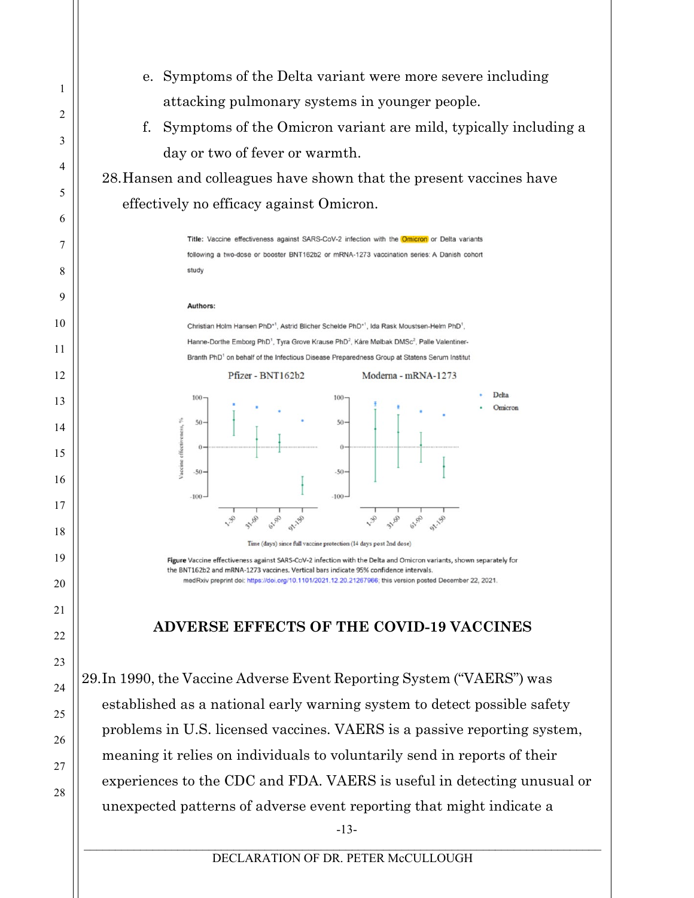e. Symptoms of the Delta variant were more severe including attacking pulmonary systems in younger people.

f. Symptoms of the Omicron variant are mild, typically including a day or two of fever or warmth.

28. Hansen and colleagues have shown that the present vaccines have effectively no efficacy against Omicron.

**Title:** Vaccine effectiveness against SARS-CoV-2 infection with the Omicron or Delta variants following a two-dose or booster BNT162b2 or mRNA-1273 vaccination series: A Danish cohort study

**Authors:**

Christian Holm Hansen PhD*[1], Astrid Blicher Schelde PhD*[1], Ida Rask Moustsen-Helm PhD[1], Hanne-Dorthe Emborg PhD[1], Tyra Grove Krause PhD[2], Kåre Mølbak DMSc[2], Palle Valentiner-Branth PhD[1] on behalf of the Infectious Disease Preparedness Group at Statens Serum Institut

Pfizer - BNT162b2 | Moderna - mRNA-1273

Delta | Omicron

Vaccine effectiveness, %

Time (days) since full vaccine protection (14 days post 2nd dose)

**Figure** Vaccine effectiveness against SARS-CoV-2 infection with the Delta and Omicron variants, shown separately for the BNT162b2 and mRNA-1273 vaccines. Vertical bars indicate 95% confidence intervals.

medRxiv preprint doi: https://doi.org/10.1101/2021.12.20.21267966; this version posted December 22, 2021.

## ADVERSE EFFECTS OF THE COVID-19 VACCINES

29. In 1990, the Vaccine Adverse Event Reporting System ("VAERS") was established as a national early warning system to detect possible safety problems in U.S. licensed vaccines. VAERS is a passive reporting system, meaning it relies on individuals to voluntarily send in reports of their experiences to the CDC and FDA. VAERS is useful in detecting unusual or unexpected patterns of adverse event reporting that might indicate a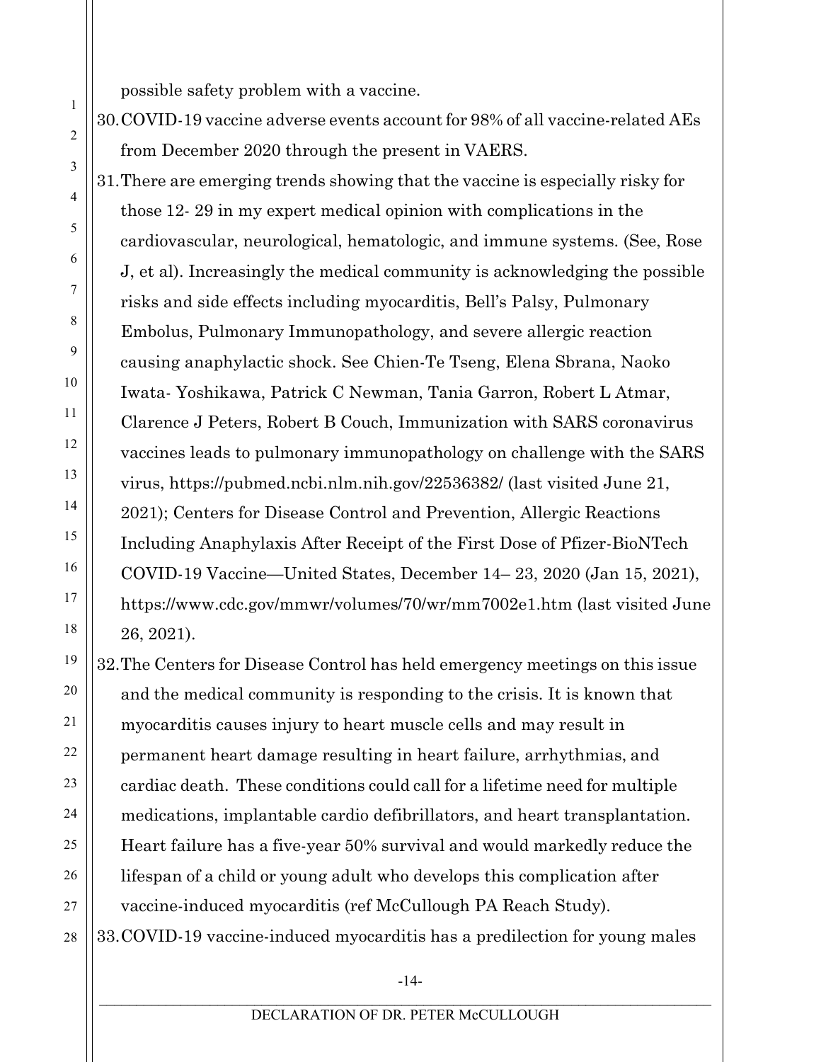possible safety problem with a vaccine.

30. COVID-19 vaccine adverse events account for 98% of all vaccine-related AEs from December 2020 through the present in VAERS.

31. There are emerging trends showing that the vaccine is especially risky for those 12- 29 in my expert medical opinion with complications in the cardiovascular, neurological, hematologic, and immune systems. (See, Rose J, et al). Increasingly the medical community is acknowledging the possible risks and side effects including myocarditis, Bell's Palsy, Pulmonary Embolus, Pulmonary Immunopathology, and severe allergic reaction causing anaphylactic shock. See Chien-Te Tseng, Elena Sbrana, Naoko Iwata- Yoshikawa, Patrick C Newman, Tania Garron, Robert L Atmar, Clarence J Peters, Robert B Couch, Immunization with SARS coronavirus vaccines leads to pulmonary immunopathology on challenge with the SARS virus, https://pubmed.ncbi.nlm.nih.gov/22536382/ (last visited June 21, 2021); Centers for Disease Control and Prevention, Allergic Reactions Including Anaphylaxis After Receipt of the First Dose of Pfizer-BioNTech COVID-19 Vaccine—United States, December 14– 23, 2020 (Jan 15, 2021), https://www.cdc.gov/mmwr/volumes/70/wr/mm7002e1.htm (last visited June 26, 2021).

32. The Centers for Disease Control has held emergency meetings on this issue and the medical community is responding to the crisis. It is known that myocarditis causes injury to heart muscle cells and may result in permanent heart damage resulting in heart failure, arrhythmias, and cardiac death. These conditions could call for a lifetime need for multiple medications, implantable cardio defibrillators, and heart transplantation. Heart failure has a five-year 50% survival and would markedly reduce the lifespan of a child or young adult who develops this complication after vaccine-induced myocarditis (ref McCullough PA Reach Study).

33. COVID-19 vaccine-induced myocarditis has a predilection for young males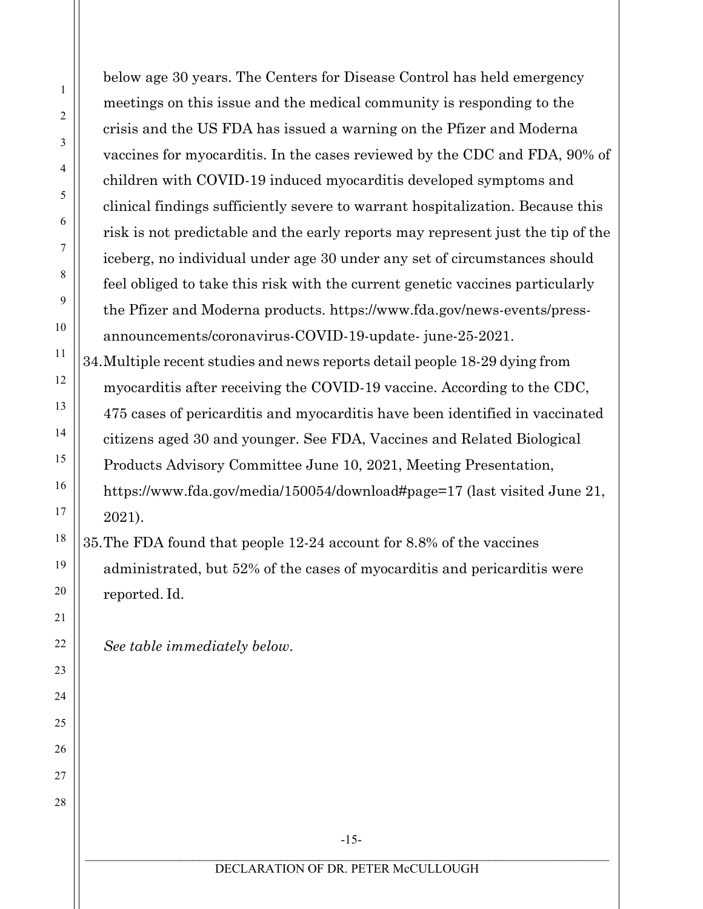below age 30 years. The Centers for Disease Control has held emergency meetings on this issue and the medical community is responding to the crisis and the US FDA has issued a warning on the Pfizer and Moderna vaccines for myocarditis. In the cases reviewed by the CDC and FDA, 90% of children with COVID-19 induced myocarditis developed symptoms and clinical findings sufficiently severe to warrant hospitalization. Because this risk is not predictable and the early reports may represent just the tip of the iceberg, no individual under age 30 under any set of circumstances should feel obliged to take this risk with the current genetic vaccines particularly the Pfizer and Moderna products. https://www.fda.gov/news-events/press-announcements/coronavirus-COVID-19-update- june-25-2021.

34. Multiple recent studies and news reports detail people 18-29 dying from myocarditis after receiving the COVID-19 vaccine. According to the CDC, 475 cases of pericarditis and myocarditis have been identified in vaccinated citizens aged 30 and younger. See FDA, Vaccines and Related Biological Products Advisory Committee June 10, 2021, Meeting Presentation, https://www.fda.gov/media/150054/download#page=17 (last visited June 21, 2021).

35. The FDA found that people 12-24 account for 8.8% of the vaccines administrated, but 52% of the cases of myocarditis and pericarditis were reported. Id.

*See table immediately below.*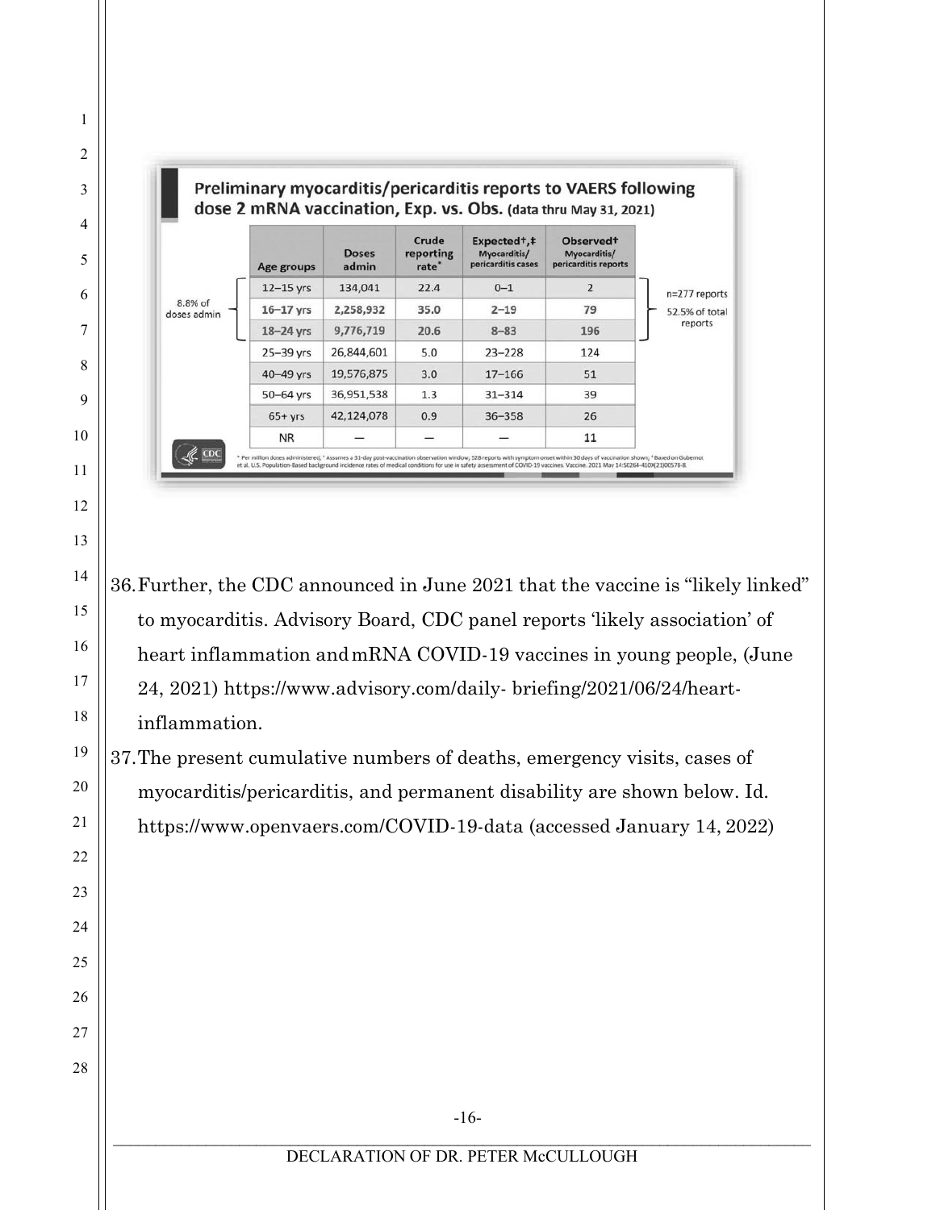**Preliminary myocarditis/pericarditis reports to VAERS following dose 2 mRNA vaccination, Exp. vs. Obs.** (data thru May 31, 2021)

| Age groups | Doses admin | Crude reporting rate* | Expected†,‡ Myocarditis/ pericarditis cases | Observed† Myocarditis/ pericarditis reports |
|---|---|---|---|---|
| 12–15 yrs | 134,041 | 22.4 | 0–1 | 2 |
| 16–17 yrs | 2,258,932 | 35.0 | 2–19 | 79 |
| 18–24 yrs | 9,776,719 | 20.6 | 8–83 | 196 |
| 25–39 yrs | 26,844,601 | 5.0 | 23–228 | 124 |
| 40–49 yrs | 19,576,875 | 3.0 | 17–166 | 51 |
| 50–64 yrs | 36,951,538 | 1.3 | 31–314 | 39 |
| 65+ yrs | 42,124,078 | 0.9 | 36–358 | 26 |
| NR | — | — | — | 11 |

12–24 yrs: 8.8% of doses admin; n=277 reports, 52.5% of total reports

* Per million doses administered; † Assumes a 31-day post-vaccination observation window; 528 reports with symptom onset within 30 days of vaccination shown; ‡ Based on Gubernot et al. U.S. Population-Based background incidence rates of medical conditions for use in safety assessment of COVID-19 vaccines. Vaccine. 2021 May 14:S0264-410X(21)00578-8.

36. Further, the CDC announced in June 2021 that the vaccine is "likely linked" to myocarditis. Advisory Board, CDC panel reports 'likely association' of heart inflammation and mRNA COVID-19 vaccines in young people, (June 24, 2021) https://www.advisory.com/daily- briefing/2021/06/24/heart-inflammation.

37. The present cumulative numbers of deaths, emergency visits, cases of myocarditis/pericarditis, and permanent disability are shown below. Id. https://www.openvaers.com/COVID-19-data (accessed January 14, 2022)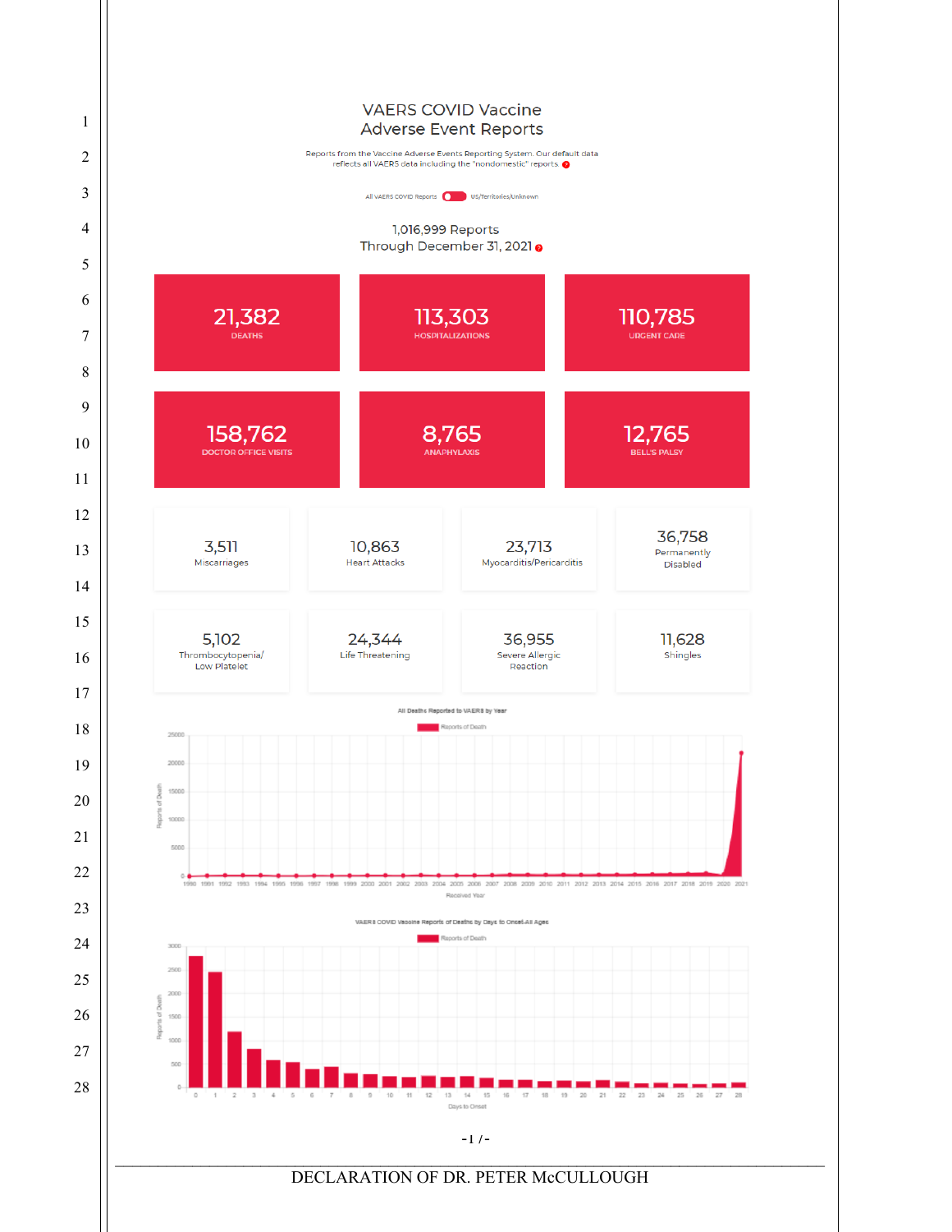## VAERS COVID Vaccine Adverse Event Reports

Reports from the Vaccine Adverse Events Reporting System. Our default data reflects all VAERS data including the "nondomestic" reports.

All VAERS COVID Reports | US/Territories/Unknown

1,016,999 Reports
Through December 31, 2021

| 21,382 DEATHS | 113,303 HOSPITALIZATIONS | 110,785 URGENT CARE |
|---|---|---|
| 158,762 DOCTOR OFFICE VISITS | 8,765 ANAPHYLAXIS | 12,765 BELL'S PALSY |

| 3,511 Miscarriages | 10,863 Heart Attacks | 23,713 Myocarditis/Pericarditis | 36,758 Permanently Disabled |
|---|---|---|---|
| 5,102 Thrombocytopenia/ Low Platelet | 24,344 Life Threatening | 36,955 Severe Allergic Reaction | 11,628 Shingles |

All Deaths Reported to VAERS by Year

VAERS COVID Vaccine Reports of Deaths by Days to Onset-All Ages

-1 /-

DECLARATION OF DR. PETER McCULLOUGH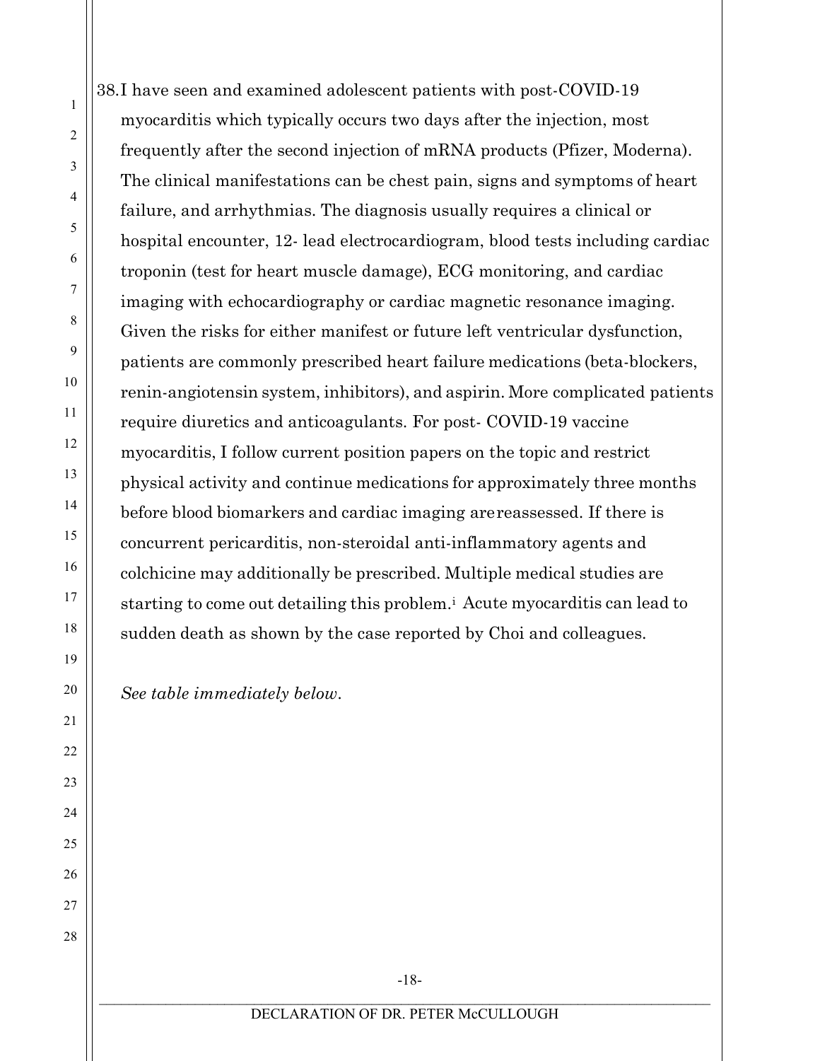38. I have seen and examined adolescent patients with post-COVID-19 myocarditis which typically occurs two days after the injection, most frequently after the second injection of mRNA products (Pfizer, Moderna). The clinical manifestations can be chest pain, signs and symptoms of heart failure, and arrhythmias. The diagnosis usually requires a clinical or hospital encounter, 12- lead electrocardiogram, blood tests including cardiac troponin (test for heart muscle damage), ECG monitoring, and cardiac imaging with echocardiography or cardiac magnetic resonance imaging. Given the risks for either manifest or future left ventricular dysfunction, patients are commonly prescribed heart failure medications (beta-blockers, renin-angiotensin system, inhibitors), and aspirin. More complicated patients require diuretics and anticoagulants. For post- COVID-19 vaccine myocarditis, I follow current position papers on the topic and restrict physical activity and continue medications for approximately three months before blood biomarkers and cardiac imaging arereassessed. If there is concurrent pericarditis, non-steroidal anti-inflammatory agents and colchicine may additionally be prescribed. Multiple medical studies are starting to come out detailing this problem.[i] Acute myocarditis can lead to sudden death as shown by the case reported by Choi and colleagues.

*See table immediately below.*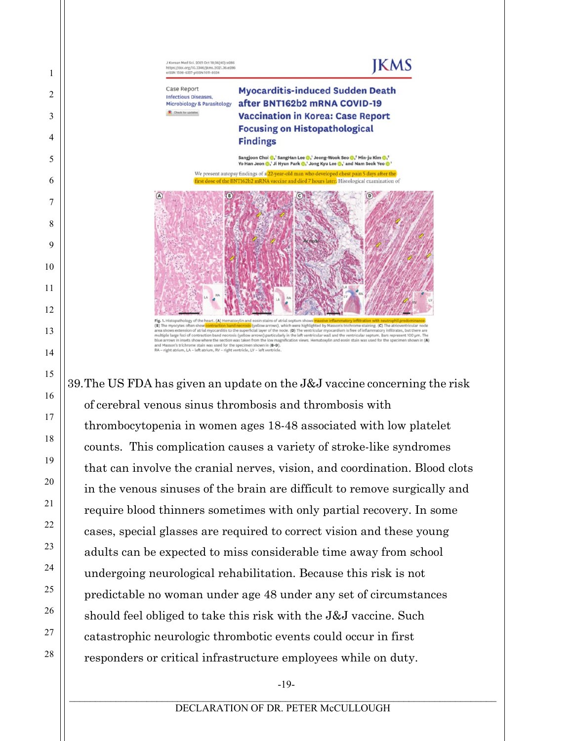J Korean Med Sci. 2021 Oct 18;36(40):e286
https://doi.org/10.3346/jkms.2021.36.e286
eISSN 1598-6357·pISSN 1011-8934

JKMS

Case Report
Infectious Diseases, Microbiology & Parasitology

**Myocarditis-induced Sudden Death after BNT162b2 mRNA COVID-19 Vaccination in Korea: Case Report Focusing on Histopathological Findings**

Sangjoon Choi, SangHan Lee, Jeong-Wook Seo, Min-ju Kim, Yo Han Jeon, Ji Hyun Park, Jong Kyu Lee, and Nam Seok Yeo

We present autopsy findings of a 22-year-old man who developed chest pain 5 days after the first dose of the BNT162b2 mRNA vaccine and died 7 hours later. Histological examination of

Fig. 1. Histopathology of the heart. (A) Hematoxylin and eosin stains of atrial septum shows massive inflammatory infiltration with neutrophil predominance. (B) The myocytes often show contraction band necrosis (yellow arrows), which were highlighted by Masson's trichrome staining. (C) The atrioventricular node area shows extension of atrial myocarditis to the superficial layer of the node. (D) The ventricular myocardium is free of inflammatory infiltrates, but there are multiple large foci of contraction band necrosis (yellow arrows) particularly in the left ventricular wall and the ventricular septum. Bars represent 100 μm. The blue arrows in insets show where the section was taken from the low magnification views. Hematoxylin and eosin stain was used for the specimen shown in (A) and Masson's trichrome stain was used for the specimen shown in (B-D).
RA – right atrium, LA – left atrium, RV – right ventricle, LV – left ventricle.

39. The US FDA has given an update on the J&J vaccine concerning the risk of cerebral venous sinus thrombosis and thrombosis with thrombocytopenia in women ages 18-48 associated with low platelet counts. This complication causes a variety of stroke-like syndromes that can involve the cranial nerves, vision, and coordination. Blood clots in the venous sinuses of the brain are difficult to remove surgically and require blood thinners sometimes with only partial recovery. In some cases, special glasses are required to correct vision and these young adults can be expected to miss considerable time away from school undergoing neurological rehabilitation. Because this risk is not predictable no woman under age 48 under any set of circumstances should feel obliged to take this risk with the J&J vaccine. Such catastrophic neurologic thrombotic events could occur in first responders or critical infrastructure employees while on duty.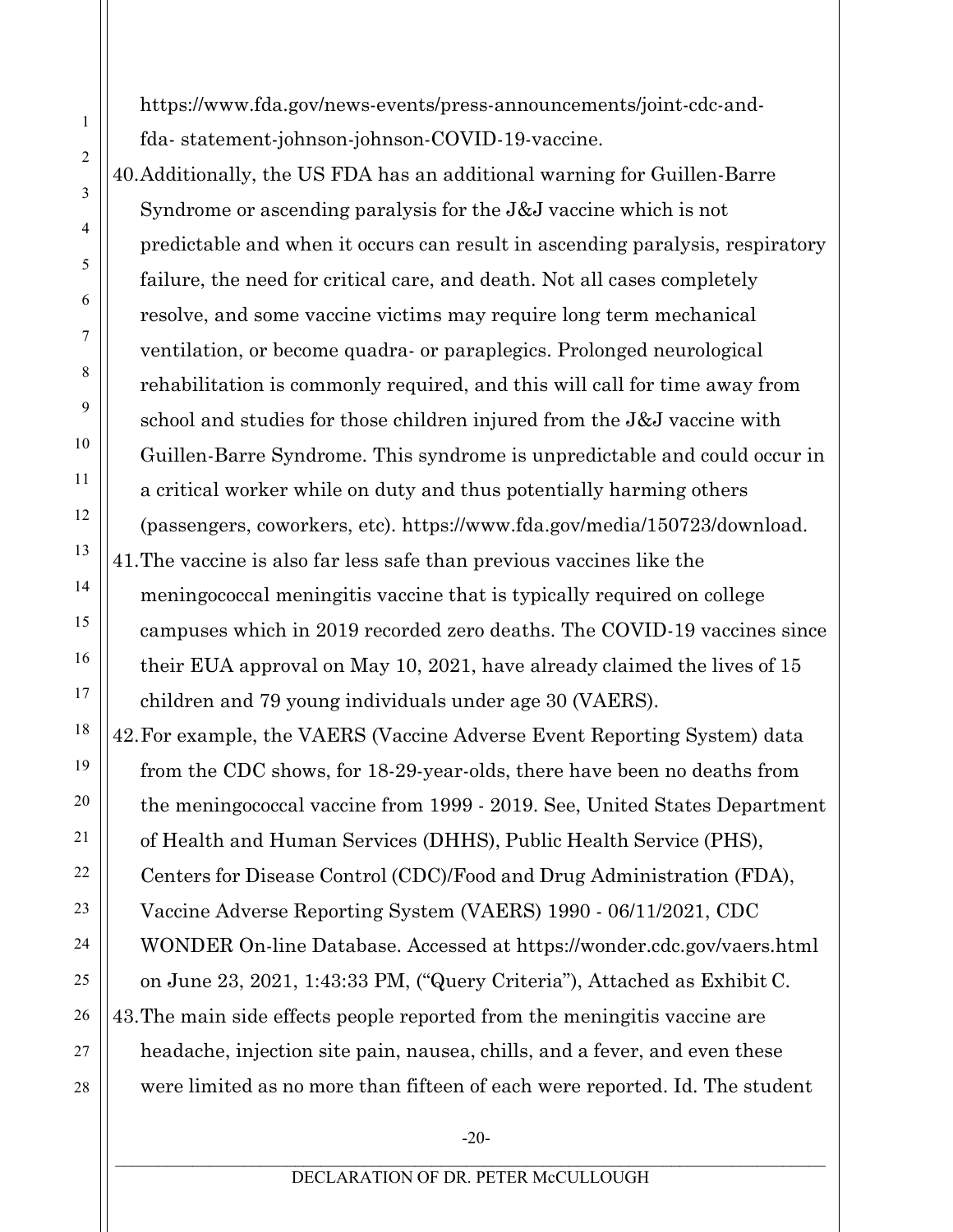https://www.fda.gov/news-events/press-announcements/joint-cdc-and-fda- statement-johnson-johnson-COVID-19-vaccine.

40. Additionally, the US FDA has an additional warning for Guillen-Barre Syndrome or ascending paralysis for the J&J vaccine which is not predictable and when it occurs can result in ascending paralysis, respiratory failure, the need for critical care, and death. Not all cases completely resolve, and some vaccine victims may require long term mechanical ventilation, or become quadra- or paraplegics. Prolonged neurological rehabilitation is commonly required, and this will call for time away from school and studies for those children injured from the J&J vaccine with Guillen-Barre Syndrome. This syndrome is unpredictable and could occur in a critical worker while on duty and thus potentially harming others (passengers, coworkers, etc). https://www.fda.gov/media/150723/download.

41. The vaccine is also far less safe than previous vaccines like the meningococcal meningitis vaccine that is typically required on college campuses which in 2019 recorded zero deaths. The COVID-19 vaccines since their EUA approval on May 10, 2021, have already claimed the lives of 15 children and 79 young individuals under age 30 (VAERS).

42. For example, the VAERS (Vaccine Adverse Event Reporting System) data from the CDC shows, for 18-29-year-olds, there have been no deaths from the meningococcal vaccine from 1999 - 2019. See, United States Department of Health and Human Services (DHHS), Public Health Service (PHS), Centers for Disease Control (CDC)/Food and Drug Administration (FDA), Vaccine Adverse Reporting System (VAERS) 1990 - 06/11/2021, CDC WONDER On-line Database. Accessed at https://wonder.cdc.gov/vaers.html on June 23, 2021, 1:43:33 PM, ("Query Criteria"), Attached as Exhibit C.

43. The main side effects people reported from the meningitis vaccine are headache, injection site pain, nausea, chills, and a fever, and even these were limited as no more than fifteen of each were reported. Id. The student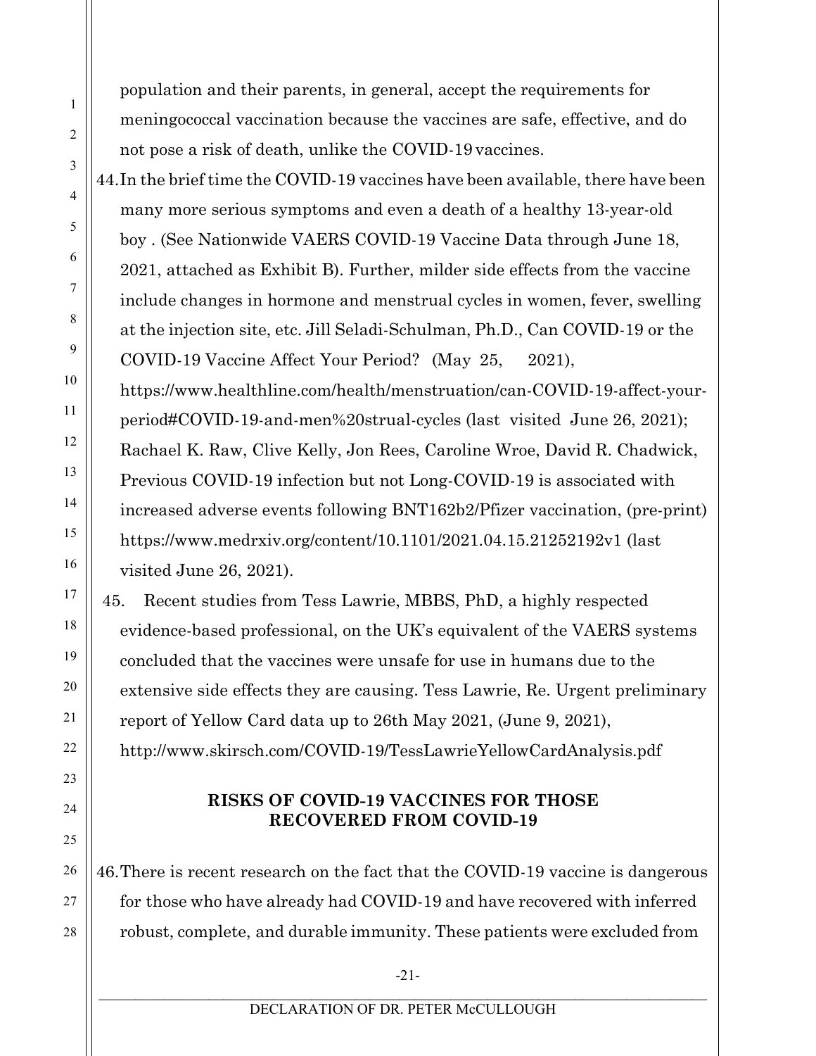population and their parents, in general, accept the requirements for meningococcal vaccination because the vaccines are safe, effective, and do not pose a risk of death, unlike the COVID-19 vaccines.

44. In the brief time the COVID-19 vaccines have been available, there have been many more serious symptoms and even a death of a healthy 13-year-old boy . (See Nationwide VAERS COVID-19 Vaccine Data through June 18, 2021, attached as Exhibit B). Further, milder side effects from the vaccine include changes in hormone and menstrual cycles in women, fever, swelling at the injection site, etc. Jill Seladi-Schulman, Ph.D., Can COVID-19 or the COVID-19 Vaccine Affect Your Period? (May 25, 2021), https://www.healthline.com/health/menstruation/can-COVID-19-affect-your-period#COVID-19-and-men%20strual-cycles (last visited June 26, 2021); Rachael K. Raw, Clive Kelly, Jon Rees, Caroline Wroe, David R. Chadwick, Previous COVID-19 infection but not Long-COVID-19 is associated with increased adverse events following BNT162b2/Pfizer vaccination, (pre-print) https://www.medrxiv.org/content/10.1101/2021.04.15.21252192v1 (last visited June 26, 2021).

45. Recent studies from Tess Lawrie, MBBS, PhD, a highly respected evidence-based professional, on the UK's equivalent of the VAERS systems concluded that the vaccines were unsafe for use in humans due to the extensive side effects they are causing. Tess Lawrie, Re. Urgent preliminary report of Yellow Card data up to 26th May 2021, (June 9, 2021), http://www.skirsch.com/COVID-19/TessLawrieYellowCardAnalysis.pdf

## RISKS OF COVID-19 VACCINES FOR THOSE RECOVERED FROM COVID-19

46. There is recent research on the fact that the COVID-19 vaccine is dangerous for those who have already had COVID-19 and have recovered with inferred robust, complete, and durable immunity. These patients were excluded from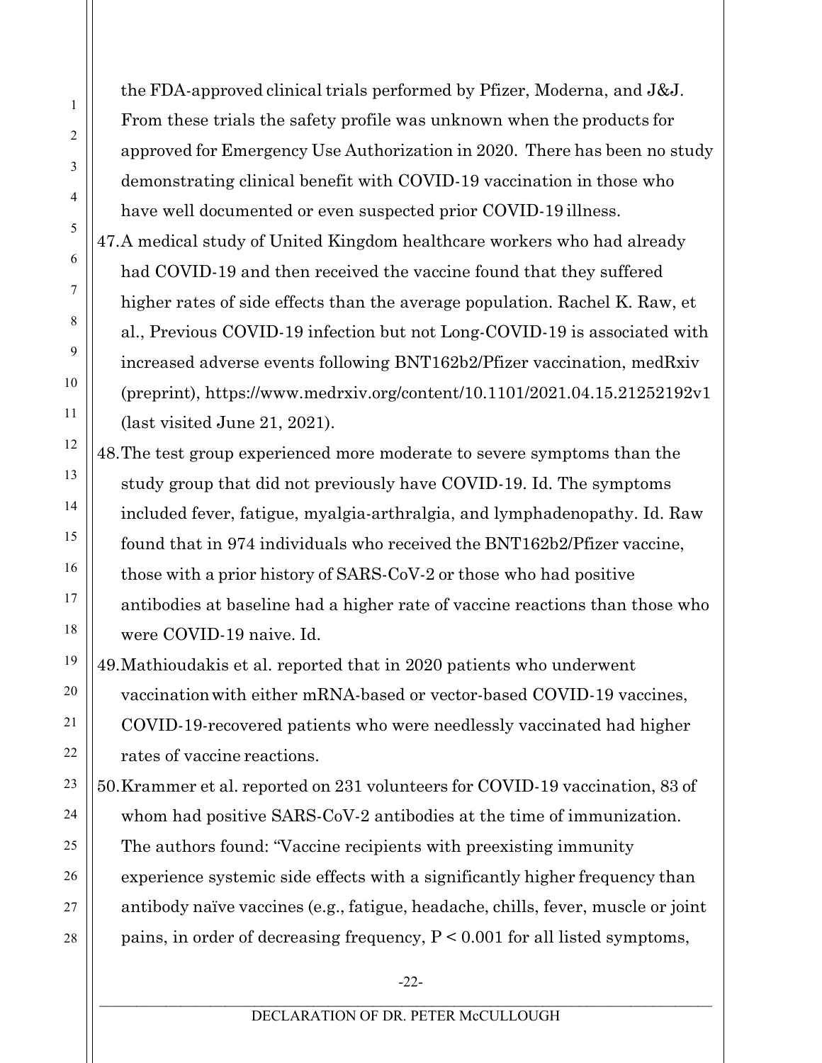the FDA-approved clinical trials performed by Pfizer, Moderna, and J&J. From these trials the safety profile was unknown when the products for approved for Emergency Use Authorization in 2020. There has been no study demonstrating clinical benefit with COVID-19 vaccination in those who have well documented or even suspected prior COVID-19 illness.

47. A medical study of United Kingdom healthcare workers who had already had COVID-19 and then received the vaccine found that they suffered higher rates of side effects than the average population. Rachel K. Raw, et al., Previous COVID-19 infection but not Long-COVID-19 is associated with increased adverse events following BNT162b2/Pfizer vaccination, medRxiv (preprint), https://www.medrxiv.org/content/10.1101/2021.04.15.21252192v1 (last visited June 21, 2021).

48. The test group experienced more moderate to severe symptoms than the study group that did not previously have COVID-19. Id. The symptoms included fever, fatigue, myalgia-arthralgia, and lymphadenopathy. Id. Raw found that in 974 individuals who received the BNT162b2/Pfizer vaccine, those with a prior history of SARS-CoV-2 or those who had positive antibodies at baseline had a higher rate of vaccine reactions than those who were COVID-19 naive. Id.

49. Mathioudakis et al. reported that in 2020 patients who underwent vaccination with either mRNA-based or vector-based COVID-19 vaccines, COVID-19-recovered patients who were needlessly vaccinated had higher rates of vaccine reactions.

50. Krammer et al. reported on 231 volunteers for COVID-19 vaccination, 83 of whom had positive SARS-CoV-2 antibodies at the time of immunization. The authors found: "Vaccine recipients with preexisting immunity experience systemic side effects with a significantly higher frequency than antibody naïve vaccines (e.g., fatigue, headache, chills, fever, muscle or joint pains, in order of decreasing frequency, $P < 0.001$ for all listed symptoms,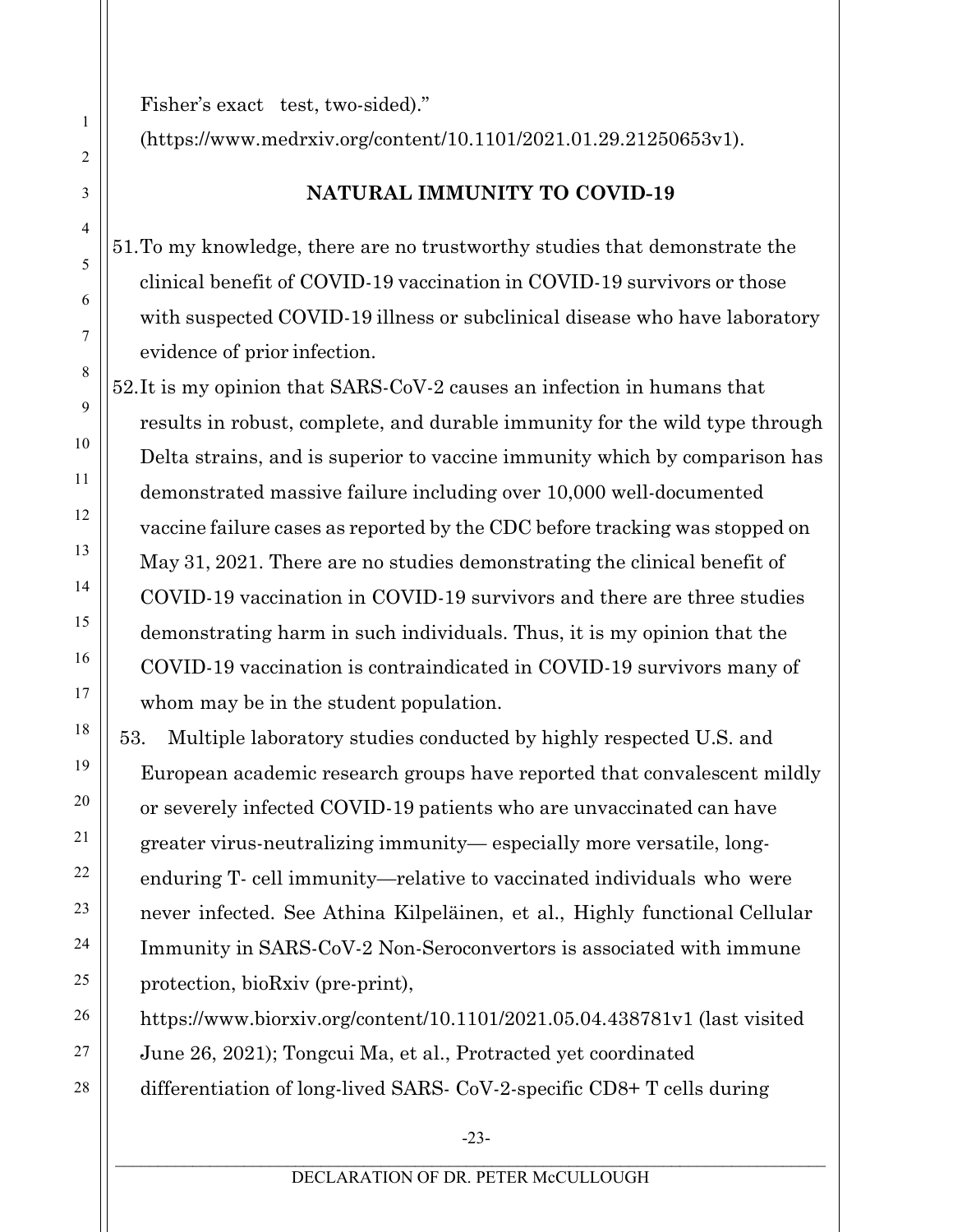Fisher's exact test, two-sided)."
(https://www.medrxiv.org/content/10.1101/2021.01.29.21250653v1).

## NATURAL IMMUNITY TO COVID-19

51. To my knowledge, there are no trustworthy studies that demonstrate the clinical benefit of COVID-19 vaccination in COVID-19 survivors or those with suspected COVID-19 illness or subclinical disease who have laboratory evidence of prior infection.

52. It is my opinion that SARS-CoV-2 causes an infection in humans that results in robust, complete, and durable immunity for the wild type through Delta strains, and is superior to vaccine immunity which by comparison has demonstrated massive failure including over 10,000 well-documented vaccine failure cases as reported by the CDC before tracking was stopped on May 31, 2021. There are no studies demonstrating the clinical benefit of COVID-19 vaccination in COVID-19 survivors and there are three studies demonstrating harm in such individuals. Thus, it is my opinion that the COVID-19 vaccination is contraindicated in COVID-19 survivors many of whom may be in the student population.

53. Multiple laboratory studies conducted by highly respected U.S. and European academic research groups have reported that convalescent mildly or severely infected COVID-19 patients who are unvaccinated can have greater virus-neutralizing immunity— especially more versatile, long-enduring T- cell immunity—relative to vaccinated individuals who were never infected. See Athina Kilpeläinen, et al., Highly functional Cellular Immunity in SARS-CoV-2 Non-Seroconvertors is associated with immune protection, bioRxiv (pre-print), https://www.biorxiv.org/content/10.1101/2021.05.04.438781v1 (last visited June 26, 2021); Tongcui Ma, et al., Protracted yet coordinated differentiation of long-lived SARS- CoV-2-specific CD8+ T cells during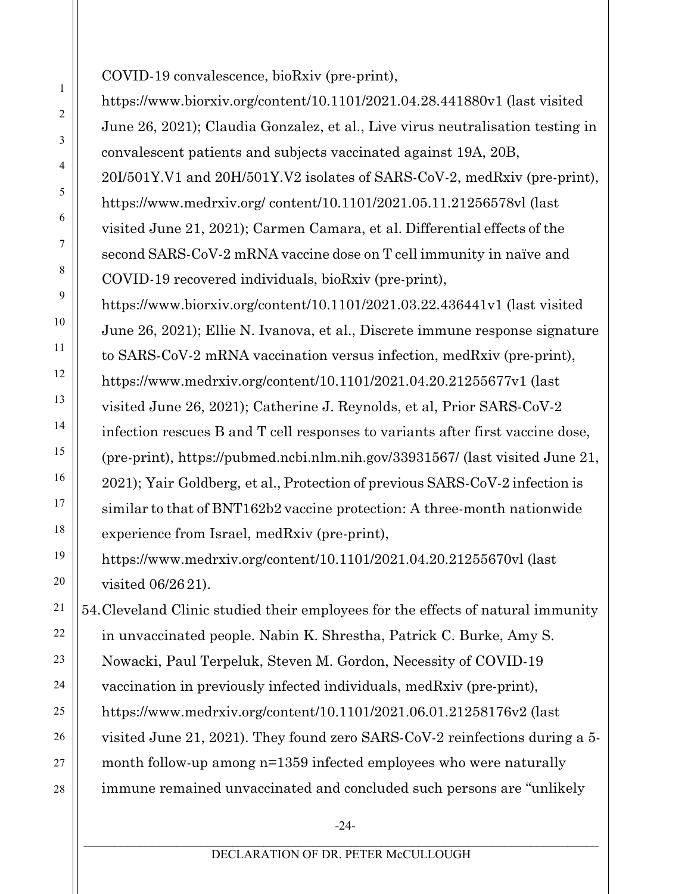COVID-19 convalescence, bioRxiv (pre-print), https://www.biorxiv.org/content/10.1101/2021.04.28.441880v1 (last visited June 26, 2021); Claudia Gonzalez, et al., Live virus neutralisation testing in convalescent patients and subjects vaccinated against 19A, 20B, 20I/501Y.V1 and 20H/501Y.V2 isolates of SARS-CoV-2, medRxiv (pre-print), https://www.medrxiv.org/ content/10.1101/2021.05.11.21256578vl (last visited June 21, 2021); Carmen Camara, et al. Differential effects of the second SARS-CoV-2 mRNA vaccine dose on T cell immunity in naïve and COVID-19 recovered individuals, bioRxiv (pre-print), https://www.biorxiv.org/content/10.1101/2021.03.22.436441v1 (last visited June 26, 2021); Ellie N. Ivanova, et al., Discrete immune response signature to SARS-CoV-2 mRNA vaccination versus infection, medRxiv (pre-print), https://www.medrxiv.org/content/10.1101/2021.04.20.21255677v1 (last visited June 26, 2021); Catherine J. Reynolds, et al, Prior SARS-CoV-2 infection rescues B and T cell responses to variants after first vaccine dose, (pre-print), https://pubmed.ncbi.nlm.nih.gov/33931567/ (last visited June 21, 2021); Yair Goldberg, et al., Protection of previous SARS-CoV-2 infection is similar to that of BNT162b2 vaccine protection: A three-month nationwide experience from Israel, medRxiv (pre-print), https://www.medrxiv.org/content/10.1101/2021.04.20.21255670vl (last visited 06/26 21).

54. Cleveland Clinic studied their employees for the effects of natural immunity in unvaccinated people. Nabin K. Shrestha, Patrick C. Burke, Amy S. Nowacki, Paul Terpeluk, Steven M. Gordon, Necessity of COVID-19 vaccination in previously infected individuals, medRxiv (pre-print), https://www.medrxiv.org/content/10.1101/2021.06.01.21258176v2 (last visited June 21, 2021). They found zero SARS-CoV-2 reinfections during a 5-month follow-up among n=1359 infected employees who were naturally immune remained unvaccinated and concluded such persons are "unlikely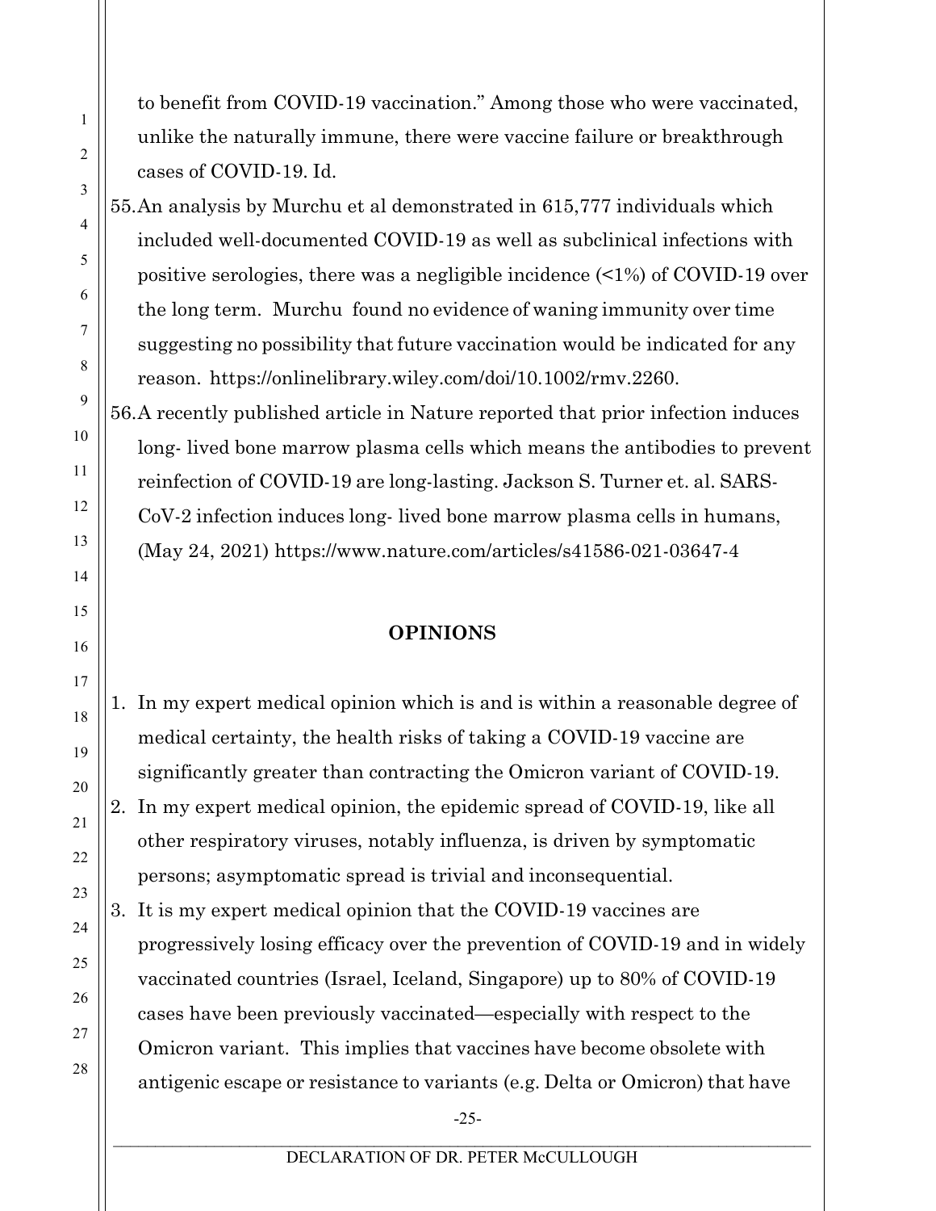to benefit from COVID-19 vaccination." Among those who were vaccinated, unlike the naturally immune, there were vaccine failure or breakthrough cases of COVID-19. Id.

55. An analysis by Murchu et al demonstrated in 615,777 individuals which included well-documented COVID-19 as well as subclinical infections with positive serologies, there was a negligible incidence (<1%) of COVID-19 over the long term. Murchu found no evidence of waning immunity over time suggesting no possibility that future vaccination would be indicated for any reason. https://onlinelibrary.wiley.com/doi/10.1002/rmv.2260.

56. A recently published article in Nature reported that prior infection induces long- lived bone marrow plasma cells which means the antibodies to prevent reinfection of COVID-19 are long-lasting. Jackson S. Turner et. al. SARS-CoV-2 infection induces long- lived bone marrow plasma cells in humans, (May 24, 2021) https://www.nature.com/articles/s41586-021-03647-4

## OPINIONS

1. In my expert medical opinion which is and is within a reasonable degree of medical certainty, the health risks of taking a COVID-19 vaccine are significantly greater than contracting the Omicron variant of COVID-19.
2. In my expert medical opinion, the epidemic spread of COVID-19, like all other respiratory viruses, notably influenza, is driven by symptomatic persons; asymptomatic spread is trivial and inconsequential.
3. It is my expert medical opinion that the COVID-19 vaccines are progressively losing efficacy over the prevention of COVID-19 and in widely vaccinated countries (Israel, Iceland, Singapore) up to 80% of COVID-19 cases have been previously vaccinated—especially with respect to the Omicron variant. This implies that vaccines have become obsolete with antigenic escape or resistance to variants (e.g. Delta or Omicron) that have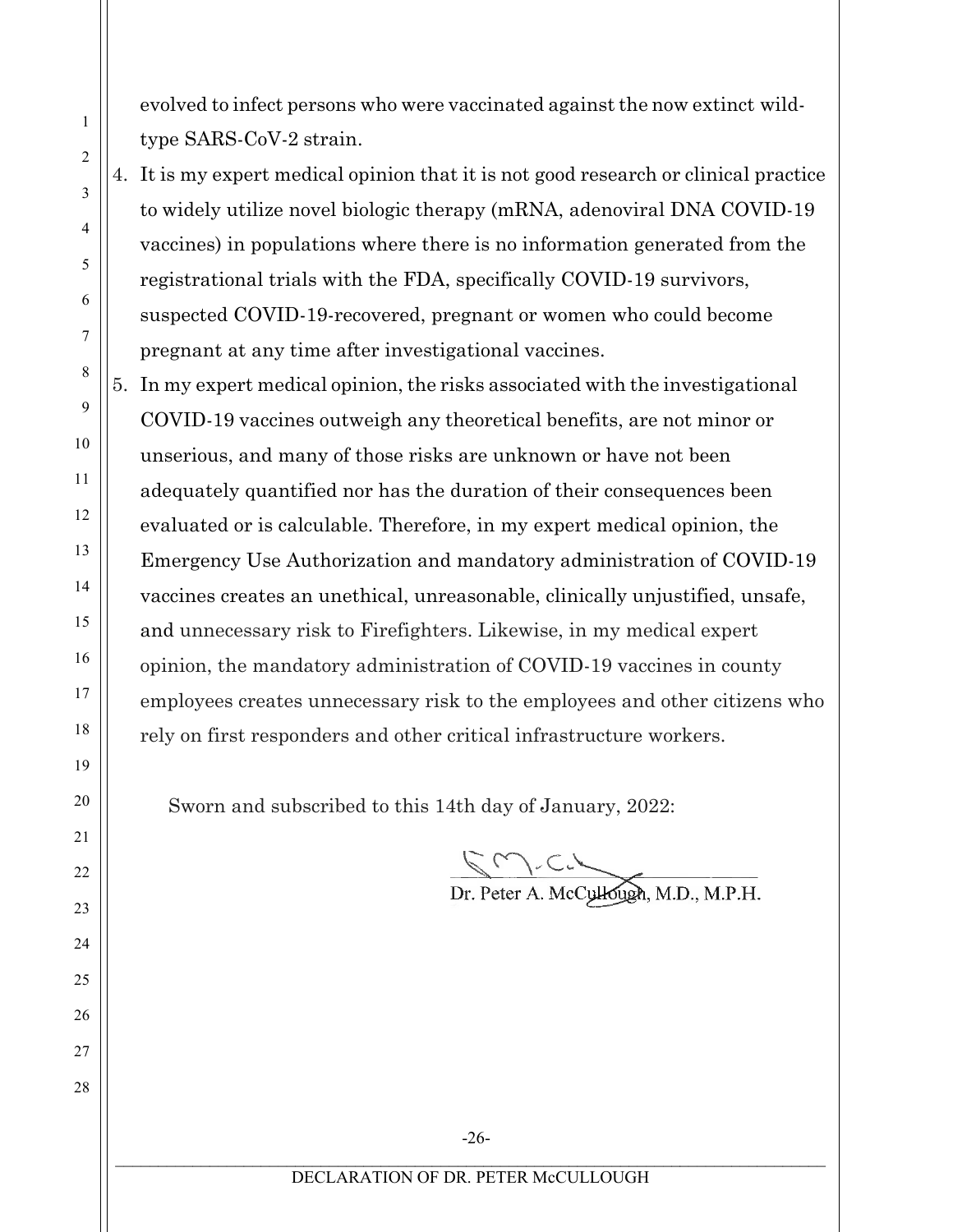evolved to infect persons who were vaccinated against the now extinct wild-type SARS-CoV-2 strain.

4. It is my expert medical opinion that it is not good research or clinical practice to widely utilize novel biologic therapy (mRNA, adenoviral DNA COVID-19 vaccines) in populations where there is no information generated from the registrational trials with the FDA, specifically COVID-19 survivors, suspected COVID-19-recovered, pregnant or women who could become pregnant at any time after investigational vaccines.
5. In my expert medical opinion, the risks associated with the investigational COVID-19 vaccines outweigh any theoretical benefits, are not minor or unserious, and many of those risks are unknown or have not been adequately quantified nor has the duration of their consequences been evaluated or is calculable. Therefore, in my expert medical opinion, the Emergency Use Authorization and mandatory administration of COVID-19 vaccines creates an unethical, unreasonable, clinically unjustified, unsafe, and unnecessary risk to Firefighters. Likewise, in my medical expert opinion, the mandatory administration of COVID-19 vaccines in county employees creates unnecessary risk to the employees and other citizens who rely on first responders and other critical infrastructure workers.

Sworn and subscribed to this 14th day of January, 2022:

Dr. Peter A. McCullough, M.D., M.P.H.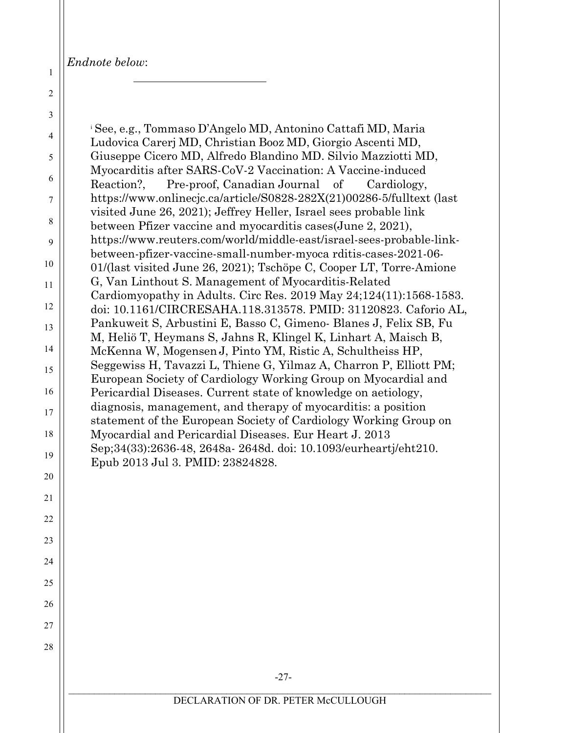*Endnote below*:

---

[i] See, e.g., Tommaso D'Angelo MD, Antonino Cattafi MD, Maria Ludovica Carerj MD, Christian Booz MD, Giorgio Ascenti MD, Giuseppe Cicero MD, Alfredo Blandino MD. Silvio Mazziotti MD, Myocarditis after SARS-CoV-2 Vaccination: A Vaccine-induced Reaction?, Pre-proof, Canadian Journal of Cardiology, https://www.onlinecjc.ca/article/S0828-282X(21)00286-5/fulltext (last visited June 26, 2021); Jeffrey Heller, Israel sees probable link between Pfizer vaccine and myocarditis cases(June 2, 2021), https://www.reuters.com/world/middle-east/israel-sees-probable-link-between-pfizer-vaccine-small-number-myoca rditis-cases-2021-06-01/(last visited June 26, 2021); Tschöpe C, Cooper LT, Torre-Amione G, Van Linthout S. Management of Myocarditis-Related Cardiomyopathy in Adults. Circ Res. 2019 May 24;124(11):1568-1583. doi: 10.1161/CIRCRESAHA.118.313578. PMID: 31120823. Caforio AL, Pankuweit S, Arbustini E, Basso C, Gimeno- Blanes J, Felix SB, Fu M, Heliö T, Heymans S, Jahns R, Klingel K, Linhart A, Maisch B, McKenna W, Mogensen J, Pinto YM, Ristic A, Schultheiss HP, Seggewiss H, Tavazzi L, Thiene G, Yilmaz A, Charron P, Elliott PM; European Society of Cardiology Working Group on Myocardial and Pericardial Diseases. Current state of knowledge on aetiology, diagnosis, management, and therapy of myocarditis: a position statement of the European Society of Cardiology Working Group on Myocardial and Pericardial Diseases. Eur Heart J. 2013 Sep;34(33):2636-48, 2648a- 2648d. doi: 10.1093/eurheartj/eht210. Epub 2013 Jul 3. PMID: 23824828.